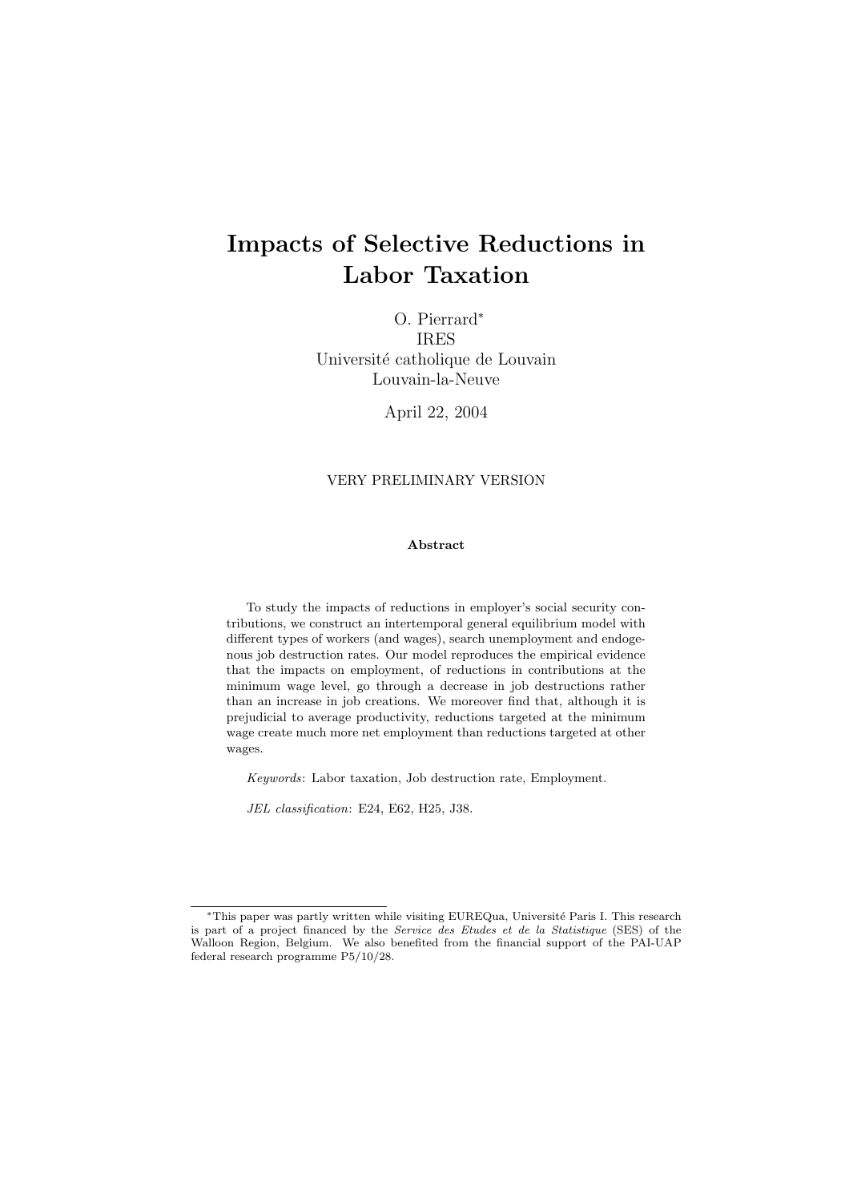# Impacts of Selective Reductions in Labor Taxation

O. Pierrard*
IRES
Université catholique de Louvain
Louvain-la-Neuve

April 22, 2004

VERY PRELIMINARY VERSION

**Abstract**

To study the impacts of reductions in employer's social security contributions, we construct an intertemporal general equilibrium model with different types of workers (and wages), search unemployment and endogenous job destruction rates. Our model reproduces the empirical evidence that the impacts on employment, of reductions in contributions at the minimum wage level, go through a decrease in job destructions rather than an increase in job creations. We moreover find that, although it is prejudicial to average productivity, reductions targeted at the minimum wage create much more net employment than reductions targeted at other wages.

*Keywords*: Labor taxation, Job destruction rate, Employment.

*JEL classification*: E24, E62, H25, J38.

---

*This paper was partly written while visiting EUREQua, Université Paris I. This research is part of a project financed by the *Service des Etudes et de la Statistique* (SES) of the Walloon Region, Belgium. We also benefited from the financial support of the PAI-UAP federal research programme P5/10/28.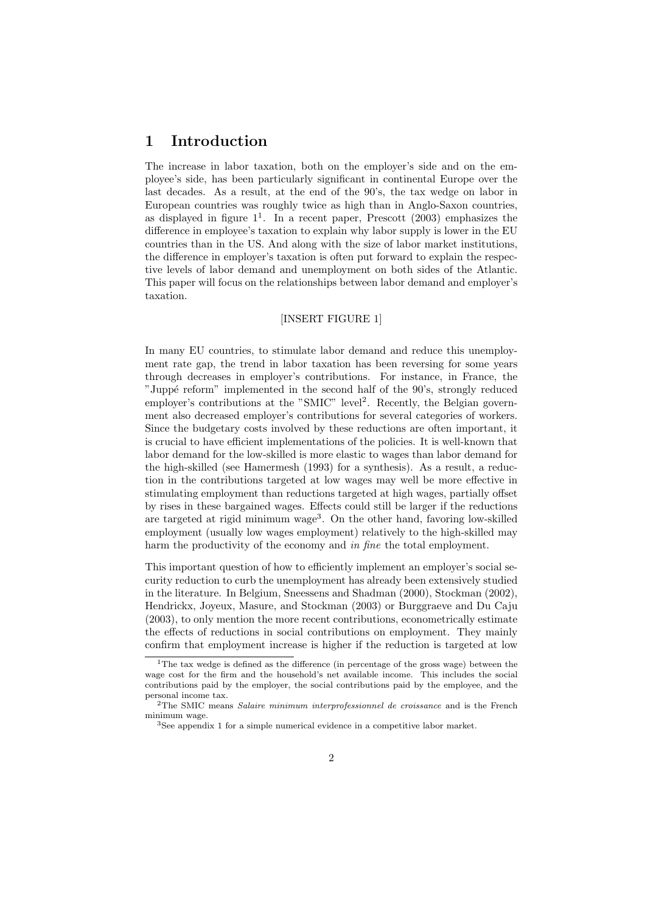# 1 Introduction

The increase in labor taxation, both on the employer's side and on the employee's side, has been particularly significant in continental Europe over the last decades. As a result, at the end of the 90's, the tax wedge on labor in European countries was roughly twice as high than in Anglo-Saxon countries, as displayed in figure 1[1]. In a recent paper, Prescott (2003) emphasizes the difference in employee's taxation to explain why labor supply is lower in the EU countries than in the US. And along with the size of labor market institutions, the difference in employer's taxation is often put forward to explain the respective levels of labor demand and unemployment on both sides of the Atlantic. This paper will focus on the relationships between labor demand and employer's taxation.

[INSERT FIGURE 1]

In many EU countries, to stimulate labor demand and reduce this unemployment rate gap, the trend in labor taxation has been reversing for some years through decreases in employer's contributions. For instance, in France, the "Juppé reform" implemented in the second half of the 90's, strongly reduced employer's contributions at the "SMIC" level[2]. Recently, the Belgian government also decreased employer's contributions for several categories of workers. Since the budgetary costs involved by these reductions are often important, it is crucial to have efficient implementations of the policies. It is well-known that labor demand for the low-skilled is more elastic to wages than labor demand for the high-skilled (see Hamermesh (1993) for a synthesis). As a result, a reduction in the contributions targeted at low wages may well be more effective in stimulating employment than reductions targeted at high wages, partially offset by rises in these bargained wages. Effects could still be larger if the reductions are targeted at rigid minimum wage[3]. On the other hand, favoring low-skilled employment (usually low wages employment) relatively to the high-skilled may harm the productivity of the economy and *in fine* the total employment.

This important question of how to efficiently implement an employer's social security reduction to curb the unemployment has already been extensively studied in the literature. In Belgium, Sneessens and Shadman (2000), Stockman (2002), Hendrickx, Joyeux, Masure, and Stockman (2003) or Burggraeve and Du Caju (2003), to only mention the more recent contributions, econometrically estimate the effects of reductions in social contributions on employment. They mainly confirm that employment increase is higher if the reduction is targeted at low

[1] The tax wedge is defined as the difference (in percentage of the gross wage) between the wage cost for the firm and the household's net available income. This includes the social contributions paid by the employer, the social contributions paid by the employee, and the personal income tax.

[2] The SMIC means *Salaire minimum interprofessionnel de croissance* and is the French minimum wage.

[3] See appendix 1 for a simple numerical evidence in a competitive labor market.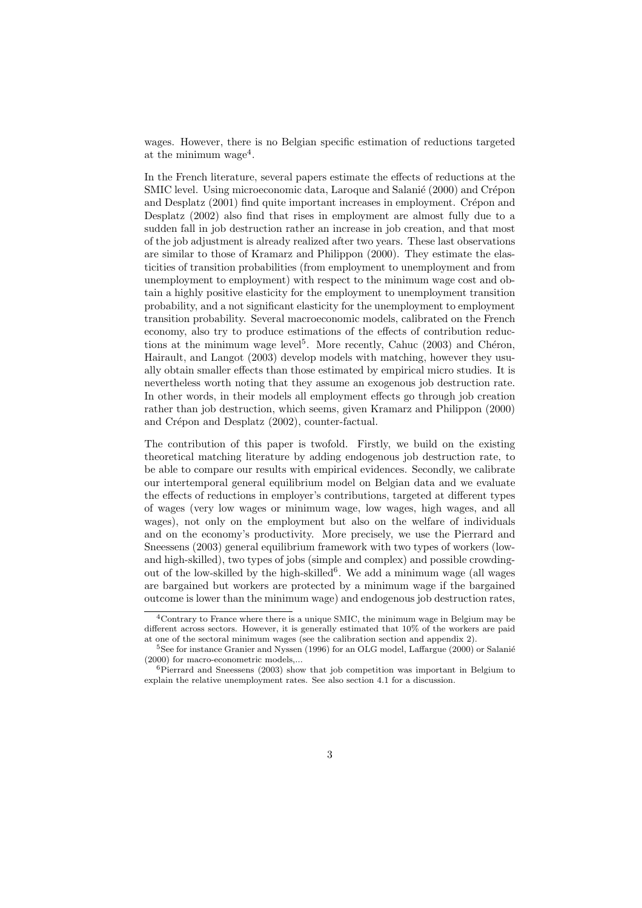wages. However, there is no Belgian specific estimation of reductions targeted at the minimum wage[4].

In the French literature, several papers estimate the effects of reductions at the SMIC level. Using microeconomic data, Laroque and Salanié (2000) and Crépon and Desplatz (2001) find quite important increases in employment. Crépon and Desplatz (2002) also find that rises in employment are almost fully due to a sudden fall in job destruction rather an increase in job creation, and that most of the job adjustment is already realized after two years. These last observations are similar to those of Kramarz and Philippon (2000). They estimate the elasticities of transition probabilities (from employment to unemployment and from unemployment to employment) with respect to the minimum wage cost and obtain a highly positive elasticity for the employment to unemployment transition probability, and a not significant elasticity for the unemployment to employment transition probability. Several macroeconomic models, calibrated on the French economy, also try to produce estimations of the effects of contribution reductions at the minimum wage level[5]. More recently, Cahuc (2003) and Chéron, Hairault, and Langot (2003) develop models with matching, however they usually obtain smaller effects than those estimated by empirical micro studies. It is nevertheless worth noting that they assume an exogenous job destruction rate. In other words, in their models all employment effects go through job creation rather than job destruction, which seems, given Kramarz and Philippon (2000) and Crépon and Desplatz (2002), counter-factual.

The contribution of this paper is twofold. Firstly, we build on the existing theoretical matching literature by adding endogenous job destruction rate, to be able to compare our results with empirical evidences. Secondly, we calibrate our intertemporal general equilibrium model on Belgian data and we evaluate the effects of reductions in employer's contributions, targeted at different types of wages (very low wages or minimum wage, low wages, high wages, and all wages), not only on the employment but also on the welfare of individuals and on the economy's productivity. More precisely, we use the Pierrard and Sneessens (2003) general equilibrium framework with two types of workers (low- and high-skilled), two types of jobs (simple and complex) and possible crowding-out of the low-skilled by the high-skilled[6]. We add a minimum wage (all wages are bargained but workers are protected by a minimum wage if the bargained outcome is lower than the minimum wage) and endogenous job destruction rates,

---

[4]Contrary to France where there is a unique SMIC, the minimum wage in Belgium may be different across sectors. However, it is generally estimated that 10% of the workers are paid at one of the sectoral minimum wages (see the calibration section and appendix 2).

[5]See for instance Granier and Nyssen (1996) for an OLG model, Laffargue (2000) or Salanié (2000) for macro-econometric models,...

[6]Pierrard and Sneessens (2003) show that job competition was important in Belgium to explain the relative unemployment rates. See also section 4.1 for a discussion.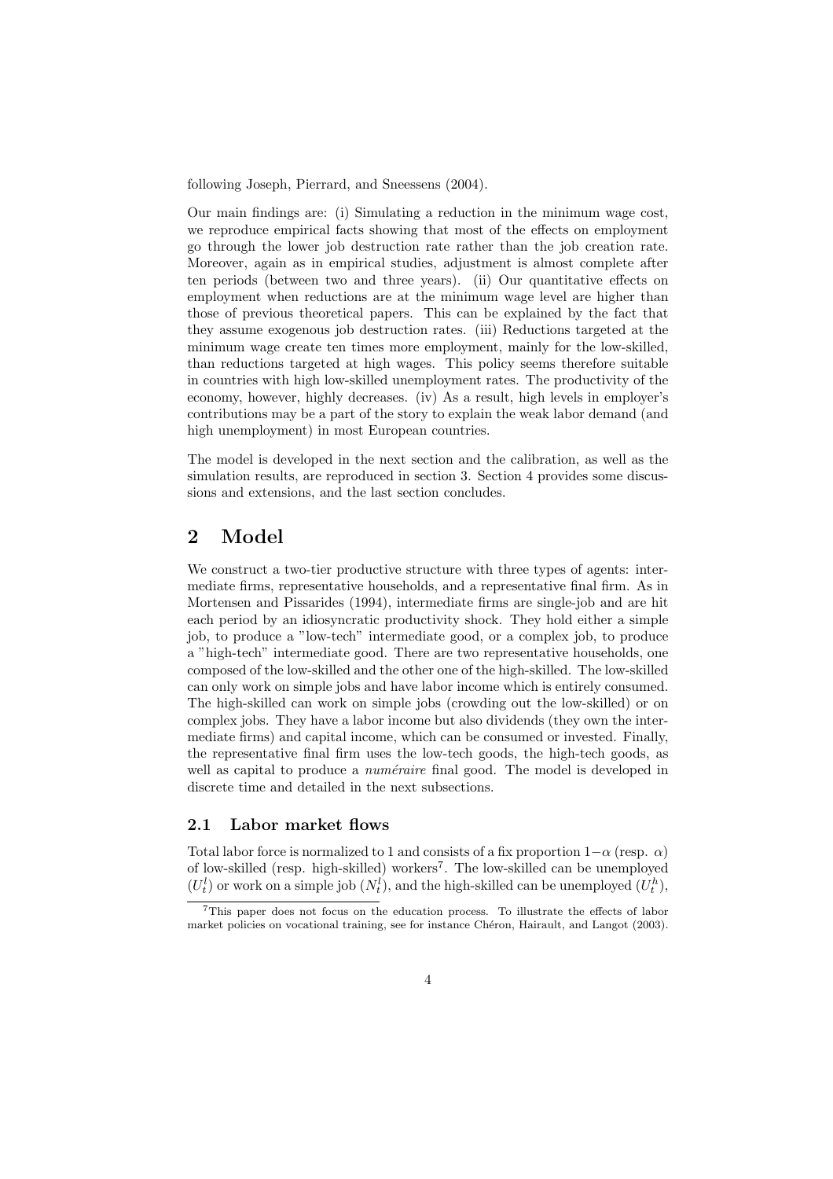following Joseph, Pierrard, and Sneessens (2004).

Our main findings are: (i) Simulating a reduction in the minimum wage cost, we reproduce empirical facts showing that most of the effects on employment go through the lower job destruction rate rather than the job creation rate. Moreover, again as in empirical studies, adjustment is almost complete after ten periods (between two and three years). (ii) Our quantitative effects on employment when reductions are at the minimum wage level are higher than those of previous theoretical papers. This can be explained by the fact that they assume exogenous job destruction rates. (iii) Reductions targeted at the minimum wage create ten times more employment, mainly for the low-skilled, than reductions targeted at high wages. This policy seems therefore suitable in countries with high low-skilled unemployment rates. The productivity of the economy, however, highly decreases. (iv) As a result, high levels in employer's contributions may be a part of the story to explain the weak labor demand (and high unemployment) in most European countries.

The model is developed in the next section and the calibration, as well as the simulation results, are reproduced in section 3. Section 4 provides some discussions and extensions, and the last section concludes.

# 2 Model

We construct a two-tier productive structure with three types of agents: intermediate firms, representative households, and a representative final firm. As in Mortensen and Pissarides (1994), intermediate firms are single-job and are hit each period by an idiosyncratic productivity shock. They hold either a simple job, to produce a "low-tech" intermediate good, or a complex job, to produce a "high-tech" intermediate good. There are two representative households, one composed of the low-skilled and the other one of the high-skilled. The low-skilled can only work on simple jobs and have labor income which is entirely consumed. The high-skilled can work on simple jobs (crowding out the low-skilled) or on complex jobs. They have a labor income but also dividends (they own the intermediate firms) and capital income, which can be consumed or invested. Finally, the representative final firm uses the low-tech goods, the high-tech goods, as well as capital to produce a *numéraire* final good. The model is developed in discrete time and detailed in the next subsections.

## 2.1 Labor market flows

Total labor force is normalized to 1 and consists of a fix proportion $1-\alpha$ (resp. $\alpha$) of low-skilled (resp. high-skilled) workers[7]. The low-skilled can be unemployed ($U_t^l$) or work on a simple job ($N_t^l$), and the high-skilled can be unemployed ($U_t^h$),

[7] This paper does not focus on the education process. To illustrate the effects of labor market policies on vocational training, see for instance Chéron, Hairault, and Langot (2003).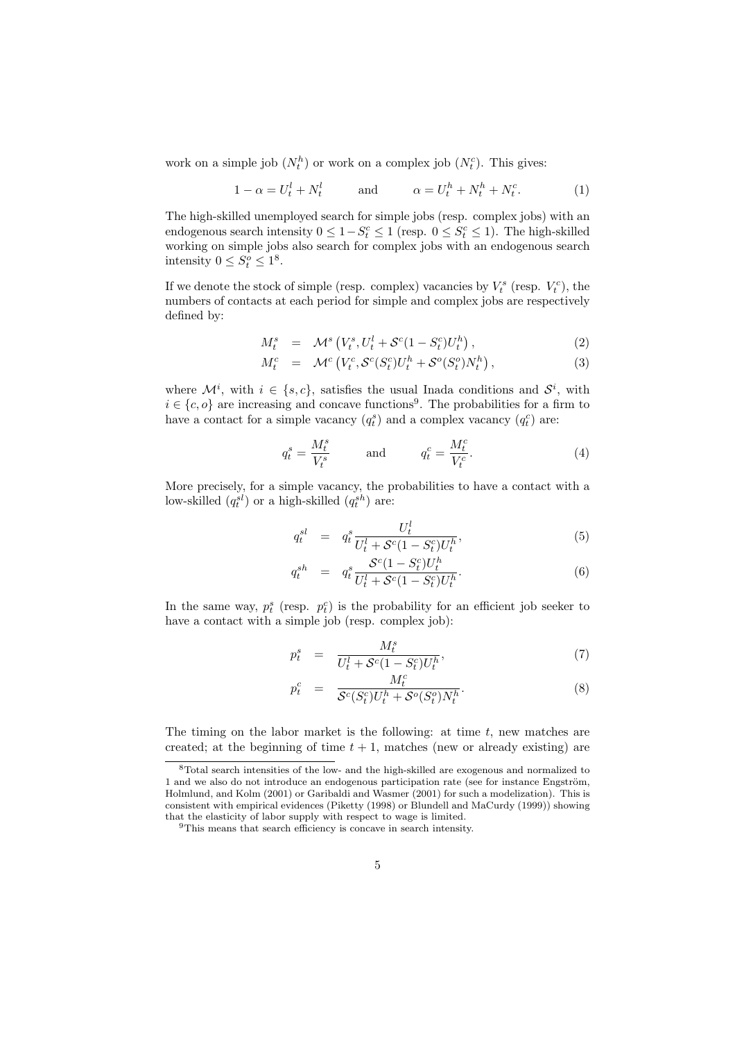work on a simple job ($N_t^h$) or work on a complex job ($N_t^c$). This gives:

$$1 - \alpha = U_t^l + N_t^l \qquad \text{and} \qquad \alpha = U_t^h + N_t^h + N_t^c. \tag{1}$$

The high-skilled unemployed search for simple jobs (resp. complex jobs) with an endogenous search intensity $0 \leq 1 - S_t^c \leq 1$ (resp. $0 \leq S_t^c \leq 1$). The high-skilled working on simple jobs also search for complex jobs with an endogenous search intensity $0 \leq S_t^o \leq 1$[8].

If we denote the stock of simple (resp. complex) vacancies by $V_t^s$ (resp. $V_t^c$), the numbers of contacts at each period for simple and complex jobs are respectively defined by:

$$M_t^s = \mathcal{M}^s\left(V_t^s, U_t^l + \mathcal{S}^c(1 - S_t^c)U_t^h\right), \tag{2}$$

$$M_t^c = \mathcal{M}^c\left(V_t^c, \mathcal{S}^c(S_t^c)U_t^h + \mathcal{S}^o(S_t^o)N_t^h\right), \tag{3}$$

where $\mathcal{M}^i$, with $i \in \{s, c\}$, satisfies the usual Inada conditions and $\mathcal{S}^i$, with $i \in \{c, o\}$ are increasing and concave functions[9]. The probabilities for a firm to have a contact for a simple vacancy ($q_t^s$) and a complex vacancy ($q_t^c$) are:

$$q_t^s = \frac{M_t^s}{V_t^s} \qquad \text{and} \qquad q_t^c = \frac{M_t^c}{V_t^c}. \tag{4}$$

More precisely, for a simple vacancy, the probabilities to have a contact with a low-skilled ($q_t^{sl}$) or a high-skilled ($q_t^{sh}$) are:

$$q_t^{sl} = q_t^s \frac{U_t^l}{U_t^l + \mathcal{S}^c(1 - S_t^c)U_t^h}, \tag{5}$$

$$q_t^{sh} = q_t^s \frac{\mathcal{S}^c(1 - S_t^c)U_t^h}{U_t^l + \mathcal{S}^c(1 - S_t^c)U_t^h}. \tag{6}$$

In the same way, $p_t^s$ (resp. $p_t^c$) is the probability for an efficient job seeker to have a contact with a simple job (resp. complex job):

$$p_t^s = \frac{M_t^s}{U_t^l + \mathcal{S}^c(1 - S_t^c)U_t^h}, \tag{7}$$

$$p_t^c = \frac{M_t^c}{\mathcal{S}^c(S_t^c)U_t^h + \mathcal{S}^o(S_t^o)N_t^h}. \tag{8}$$

The timing on the labor market is the following: at time $t$, new matches are created; at the beginning of time $t+1$, matches (new or already existing) are

---

[8] Total search intensities of the low- and the high-skilled are exogenous and normalized to 1 and we also do not introduce an endogenous participation rate (see for instance Engström, Holmlund, and Kolm (2001) or Garibaldi and Wasmer (2001) for such a modelization). This is consistent with empirical evidences (Piketty (1998) or Blundell and MaCurdy (1999)) showing that the elasticity of labor supply with respect to wage is limited.

[9] This means that search efficiency is concave in search intensity.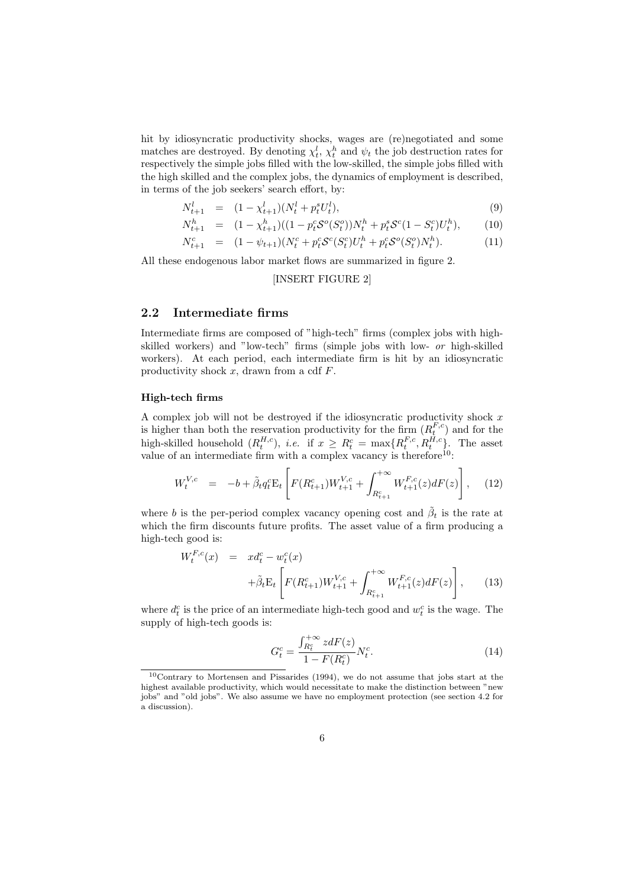hit by idiosyncratic productivity shocks, wages are (re)negotiated and some matches are destroyed. By denoting $\chi_t^l$, $\chi_t^h$ and $\psi_t$ the job destruction rates for respectively the simple jobs filled with the low-skilled, the simple jobs filled with the high skilled and the complex jobs, the dynamics of employment is described, in terms of the job seekers' search effort, by:

$$N_{t+1}^l = (1-\chi_{t+1}^l)(N_t^l + p_t^s U_t^l), \tag{9}$$

$$N_{t+1}^h = (1-\chi_{t+1}^h)((1-p_t^c \mathcal{S}^o(S_t^o))N_t^h + p_t^s \mathcal{S}^c(1-S_t^c)U_t^h), \tag{10}$$

$$N_{t+1}^c = (1-\psi_{t+1})(N_t^c + p_t^c \mathcal{S}^c(S_t^c)U_t^h + p_t^c \mathcal{S}^o(S_t^o)N_t^h). \tag{11}$$

All these endogenous labor market flows are summarized in figure 2.

[INSERT FIGURE 2]

## 2.2 Intermediate firms

Intermediate firms are composed of "high-tech" firms (complex jobs with high-skilled workers) and "low-tech" firms (simple jobs with low- *or* high-skilled workers). At each period, each intermediate firm is hit by an idiosyncratic productivity shock $x$, drawn from a cdf $F$.

#### High-tech firms

A complex job will not be destroyed if the idiosyncratic productivity shock $x$ is higher than both the reservation productivity for the firm ($R_t^{F,c}$) and for the high-skilled household ($R_t^{H,c}$), *i.e.* if $x \geq R_t^c = \max\{R_t^{F,c}, R_t^{H,c}\}$. The asset value of an intermediate firm with a complex vacancy is therefore[10]:

$$W_t^{V,c} = -b + \tilde{\beta}_t q_t^c \mathrm{E}_t \left[ F(R_{t+1}^c) W_{t+1}^{V,c} + \int_{R_{t+1}^c}^{+\infty} W_{t+1}^{F,c}(z) dF(z) \right], \tag{12}$$

where $b$ is the per-period complex vacancy opening cost and $\tilde{\beta}_t$ is the rate at which the firm discounts future profits. The asset value of a firm producing a high-tech good is:

$$W_t^{F,c}(x) = x d_t^c - w_t^c(x) + \tilde{\beta}_t \mathrm{E}_t \left[ F(R_{t+1}^c) W_{t+1}^{V,c} + \int_{R_{t+1}^c}^{+\infty} W_{t+1}^{F,c}(z) dF(z) \right], \tag{13}$$

where $d_t^c$ is the price of an intermediate high-tech good and $w_t^c$ is the wage. The supply of high-tech goods is:

$$G_t^c = \frac{\int_{R_t^c}^{+\infty} z dF(z)}{1 - F(R_t^c)} N_t^c. \tag{14}$$

[10] Contrary to Mortensen and Pissarides (1994), we do not assume that jobs start at the highest available productivity, which would necessitate to make the distinction between "new jobs" and "old jobs". We also assume we have no employment protection (see section 4.2 for a discussion).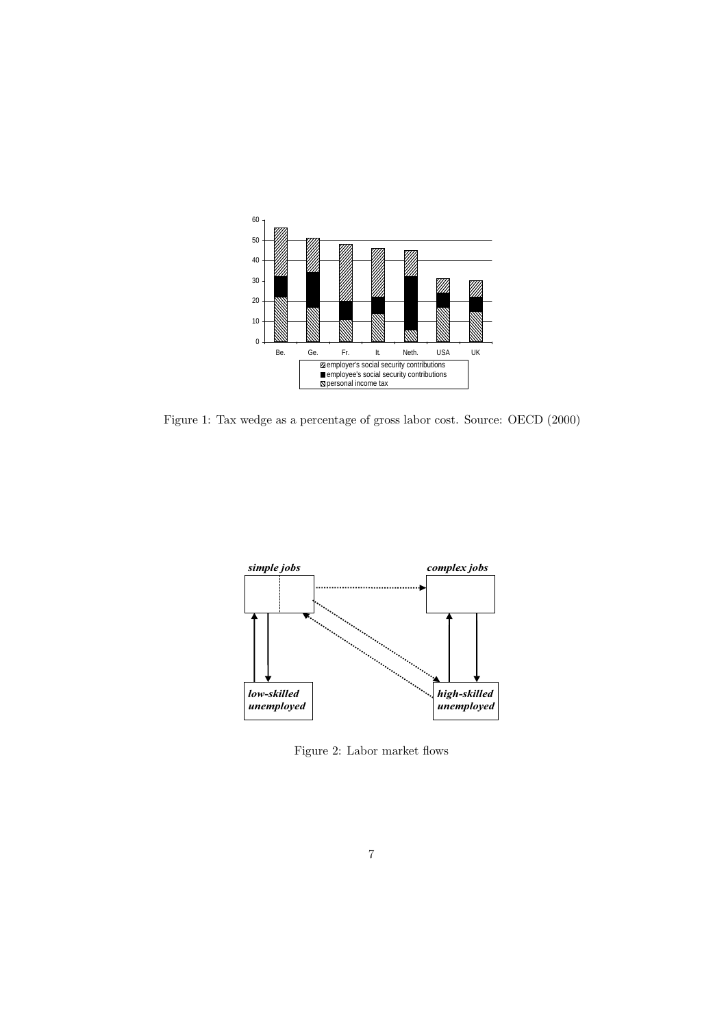Figure 1: Tax wedge as a percentage of gross labor cost. Source: OECD (2000)

Figure 2: Labor market flows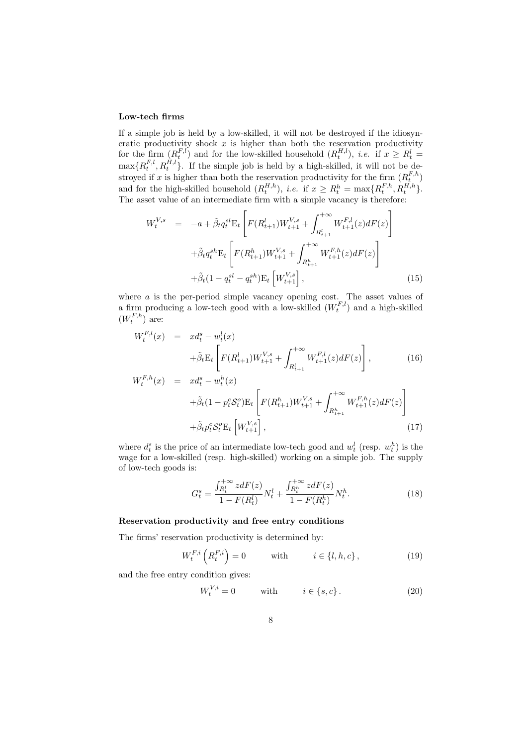**Low-tech firms**

If a simple job is held by a low-skilled, it will not be destroyed if the idiosyncratic productivity shock $x$ is higher than both the reservation productivity for the firm ($R_t^{F,l}$) and for the low-skilled household ($R_t^{H,l}$), *i.e.* if $x \geq R_t^l = \max\{R_t^{F,l}, R_t^{H,l}\}$. If the simple job is held by a high-skilled, it will not be destroyed if $x$ is higher than both the reservation productivity for the firm ($R_t^{F,h}$) and for the high-skilled household ($R_t^{H,h}$), *i.e.* if $x \geq R_t^h = \max\{R_t^{F,h}, R_t^{H,h}\}$. The asset value of an intermediate firm with a simple vacancy is therefore:

$$
\begin{aligned}
W_t^{V,s} \;=\; & -a + \tilde{\beta}_t q_t^{sl} \mathrm{E}_t \left[ F(R_{t+1}^l) W_{t+1}^{V,s} + \int_{R_{t+1}^l}^{+\infty} W_{t+1}^{F,l}(z) dF(z) \right] \\
& + \tilde{\beta}_t q_t^{sh} \mathrm{E}_t \left[ F(R_{t+1}^h) W_{t+1}^{V,s} + \int_{R_{t+1}^h}^{+\infty} W_{t+1}^{F,h}(z) dF(z) \right] \\
& + \tilde{\beta}_t (1 - q_t^{sl} - q_t^{sh}) \mathrm{E}_t \left[ W_{t+1}^{V,s} \right], \qquad (15)
\end{aligned}
$$

where $a$ is the per-period simple vacancy opening cost. The asset values of a firm producing a low-tech good with a low-skilled ($W_t^{F,l}$) and a high-skilled ($W_t^{F,h}$) are:

$$
\begin{aligned}
W_t^{F,l}(x) \;=\; & x d_t^s - w_t^l(x) \\
& + \tilde{\beta}_t \mathrm{E}_t \left[ F(R_{t+1}^l) W_{t+1}^{V,s} + \int_{R_{t+1}^l}^{+\infty} W_{t+1}^{F,l}(z) dF(z) \right], \qquad (16) \\
W_t^{F,h}(x) \;=\; & x d_t^s - w_t^h(x) \\
& + \tilde{\beta}_t (1 - p_t^c \mathcal{S}_t^o) \mathrm{E}_t \left[ F(R_{t+1}^h) W_{t+1}^{V,s} + \int_{R_{t+1}^h}^{+\infty} W_{t+1}^{F,h}(z) dF(z) \right] \\
& + \tilde{\beta}_t p_t^c \mathcal{S}_t^o \mathrm{E}_t \left[ W_{t+1}^{V,s} \right], \qquad (17)
\end{aligned}
$$

where $d_t^s$ is the price of an intermediate low-tech good and $w_t^l$ (resp. $w_t^h$) is the wage for a low-skilled (resp. high-skilled) working on a simple job. The supply of low-tech goods is:

$$
G_t^s = \frac{\int_{R_t^l}^{+\infty} z dF(z)}{1 - F(R_t^l)} N_t^l + \frac{\int_{R_t^h}^{+\infty} z dF(z)}{1 - F(R_t^h)} N_t^h. \qquad (18)
$$

**Reservation productivity and free entry conditions**

The firms' reservation productivity is determined by:

$$
W_t^{F,i}\left(R_t^{F,i}\right) = 0 \qquad \text{with} \qquad i \in \{l, h, c\}, \qquad (19)
$$

and the free entry condition gives:

$$
W_t^{V,i} = 0 \qquad \text{with} \qquad i \in \{s, c\}. \qquad (20)
$$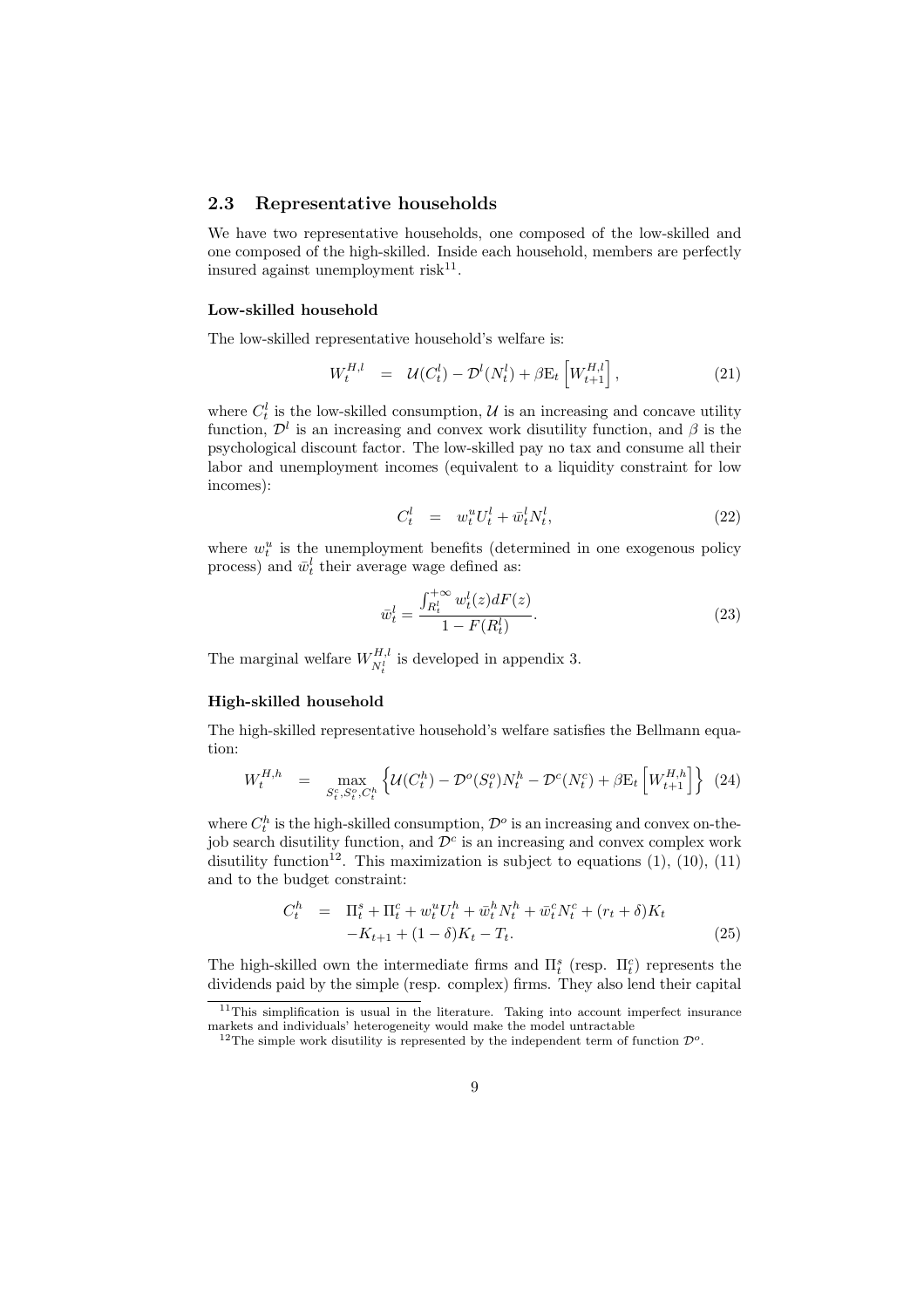## 2.3 Representative households

We have two representative households, one composed of the low-skilled and one composed of the high-skilled. Inside each household, members are perfectly insured against unemployment risk[11].

**Low-skilled household**

The low-skilled representative household's welfare is:

$$W_t^{H,l} \quad = \quad \mathcal{U}(C_t^l) - \mathcal{D}^l(N_t^l) + \beta \mathrm{E}_t \left[ W_{t+1}^{H,l} \right], \tag{21}$$

where $C_t^l$ is the low-skilled consumption, $\mathcal{U}$ is an increasing and concave utility function, $\mathcal{D}^l$ is an increasing and convex work disutility function, and $\beta$ is the psychological discount factor. The low-skilled pay no tax and consume all their labor and unemployment incomes (equivalent to a liquidity constraint for low incomes):

$$C_t^l \quad = \quad w_t^u U_t^l + \bar{w}_t^l N_t^l, \tag{22}$$

where $w_t^u$ is the unemployment benefits (determined in one exogenous policy process) and $\bar{w}_t^l$ their average wage defined as:

$$\bar{w}_t^l = \frac{\int_{R_t^l}^{+\infty} w_t^l(z) dF(z)}{1 - F(R_t^l)}. \tag{23}$$

The marginal welfare $W_{N_t^l}^{H,l}$ is developed in appendix 3.

**High-skilled household**

The high-skilled representative household's welfare satisfies the Bellmann equation:

$$W_t^{H,h} \quad = \quad \max_{S_t^c, S_t^o, C_t^h} \left\{ \mathcal{U}(C_t^h) - \mathcal{D}^o(S_t^o) N_t^h - \mathcal{D}^c(N_t^c) + \beta \mathrm{E}_t \left[ W_{t+1}^{H,h} \right] \right\} \tag{24}$$

where $C_t^h$ is the high-skilled consumption, $\mathcal{D}^o$ is an increasing and convex on-the-job search disutility function, and $\mathcal{D}^c$ is an increasing and convex complex work disutility function[12]. This maximization is subject to equations (1), (10), (11) and to the budget constraint:

$$\begin{aligned} C_t^h \quad = \quad & \Pi_t^s + \Pi_t^c + w_t^u U_t^h + \bar{w}_t^h N_t^h + \bar{w}_t^c N_t^c + (r_t + \delta) K_t \\ & - K_{t+1} + (1 - \delta) K_t - T_t. \end{aligned} \tag{25}$$

The high-skilled own the intermediate firms and $\Pi_t^s$ (resp. $\Pi_t^c$) represents the dividends paid by the simple (resp. complex) firms. They also lend their capital

[11] This simplification is usual in the literature. Taking into account imperfect insurance markets and individuals' heterogeneity would make the model untractable

[12] The simple work disutility is represented by the independent term of function $\mathcal{D}^o$.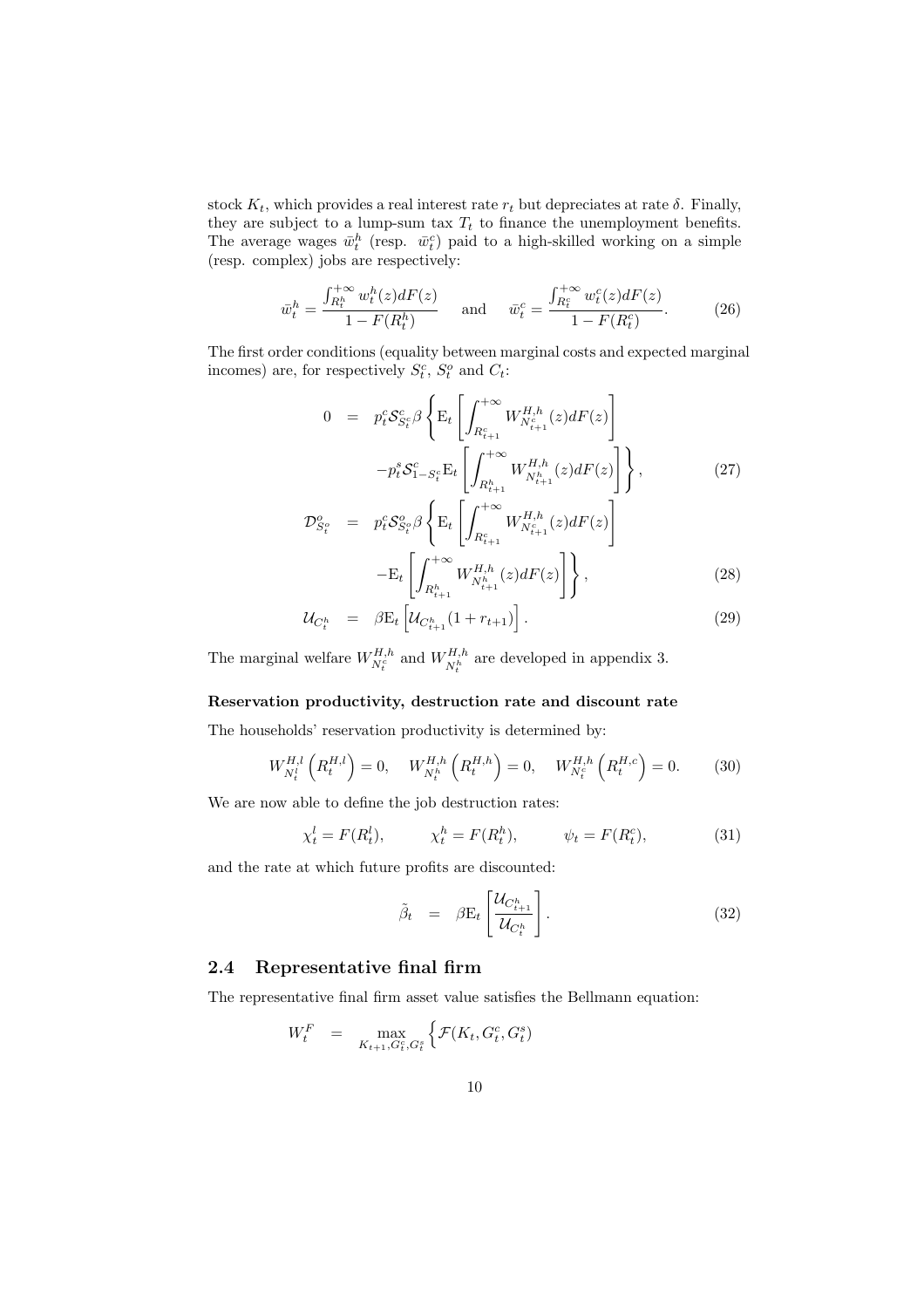stock $K_t$, which provides a real interest rate $r_t$ but depreciates at rate $\delta$. Finally, they are subject to a lump-sum tax $T_t$ to finance the unemployment benefits. The average wages $\bar{w}_t^h$ (resp. $\bar{w}_t^c$) paid to a high-skilled working on a simple (resp. complex) jobs are respectively:

$$\bar{w}_t^h = \frac{\int_{R_t^h}^{+\infty} w_t^h(z)dF(z)}{1-F(R_t^h)} \quad \text{and} \quad \bar{w}_t^c = \frac{\int_{R_t^c}^{+\infty} w_t^c(z)dF(z)}{1-F(R_t^c)}. \tag{26}$$

The first order conditions (equality between marginal costs and expected marginal incomes) are, for respectively $S_t^c$, $S_t^o$ and $C_t$:

$$\begin{aligned}
0 &= p_t^c \mathcal{S}^c_{S_t^c} \beta \left\{ \mathrm{E}_t \left[ \int_{R_{t+1}^c}^{+\infty} W^{H,h}_{N_{t+1}^c}(z) dF(z) \right] \right. \\
&\quad \left. - p_t^s \mathcal{S}^c_{1-S_t^c} \mathrm{E}_t \left[ \int_{R_{t+1}^h}^{+\infty} W^{H,h}_{N_{t+1}^h}(z) dF(z) \right] \right\}, \qquad (27) \\
\mathcal{D}^o_{S_t^o} &= p_t^c \mathcal{S}^o_{S_t^o} \beta \left\{ \mathrm{E}_t \left[ \int_{R_{t+1}^c}^{+\infty} W^{H,h}_{N_{t+1}^c}(z) dF(z) \right] \right. \\
&\quad \left. - \mathrm{E}_t \left[ \int_{R_{t+1}^h}^{+\infty} W^{H,h}_{N_{t+1}^h}(z) dF(z) \right] \right\}, \qquad (28) \\
\mathcal{U}_{C_t^h} &= \beta \mathrm{E}_t \left[ \mathcal{U}_{C_{t+1}^h} (1 + r_{t+1}) \right]. \qquad (29)
\end{aligned}$$

The marginal welfare $W^{H,h}_{N_t^c}$ and $W^{H,h}_{N_t^h}$ are developed in appendix 3.

**Reservation productivity, destruction rate and discount rate**

The households' reservation productivity is determined by:

$$W^{H,l}_{N_t^l}\left(R_t^{H,l}\right) = 0, \quad W^{H,h}_{N_t^h}\left(R_t^{H,h}\right) = 0, \quad W^{H,h}_{N_t^c}\left(R_t^{H,c}\right) = 0. \tag{30}$$

We are now able to define the job destruction rates:

$$\chi_t^l = F(R_t^l), \qquad \chi_t^h = F(R_t^h), \qquad \psi_t = F(R_t^c), \tag{31}$$

and the rate at which future profits are discounted:

$$\tilde{\beta}_t = \beta \mathrm{E}_t \left[ \frac{\mathcal{U}_{C_{t+1}^h}}{\mathcal{U}_{C_t^h}} \right]. \tag{32}$$

## 2.4 Representative final firm

The representative final firm asset value satisfies the Bellmann equation:

$$W_t^F = \max_{K_{t+1}, G_t^c, G_t^s} \Big\{ \mathcal{F}(K_t, G_t^c, G_t^s)$$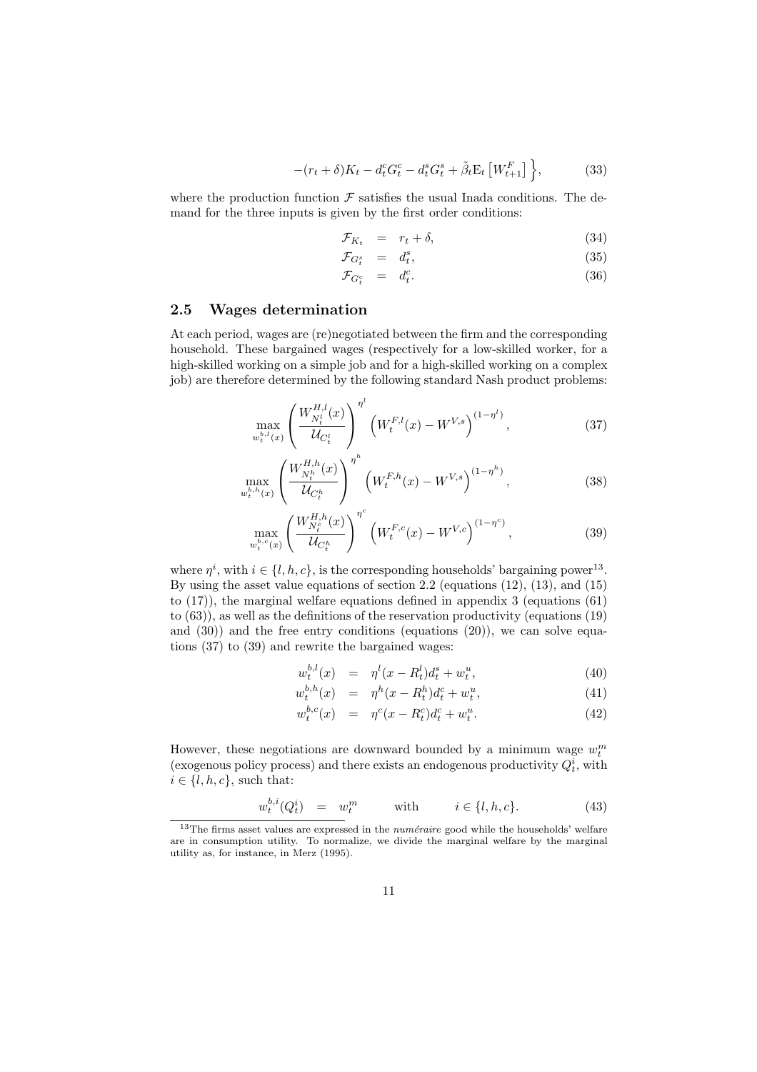$$-(r_t + \delta)K_t - d_t^c G_t^c - d_t^s G_t^s + \tilde{\beta}_t \mathrm{E}_t \left[ W_{t+1}^F \right] \Big\}, \tag{33}$$

where the production function $\mathcal{F}$ satisfies the usual Inada conditions. The demand for the three inputs is given by the first order conditions:

$$\mathcal{F}_{K_t} = r_t + \delta, \tag{34}$$

$$\mathcal{F}_{G_t^s} = d_t^s, \tag{35}$$

$$\mathcal{F}_{G_t^c} = d_t^c. \tag{36}$$

## 2.5 Wages determination

At each period, wages are (re)negotiated between the firm and the corresponding household. These bargained wages (respectively for a low-skilled worker, for a high-skilled working on a simple job and for a high-skilled working on a complex job) are therefore determined by the following standard Nash product problems:

$$\max_{w_t^{b,l}(x)} \left( \frac{W_{N_t^l}^{H,l}(x)}{\mathcal{U}_{C_t^l}} \right)^{\eta^l} \left( W_t^{F,l}(x) - W^{V,s} \right)^{(1-\eta^l)}, \tag{37}$$

$$\max_{w_t^{b,h}(x)} \left( \frac{W_{N_t^h}^{H,h}(x)}{\mathcal{U}_{C_t^h}} \right)^{\eta^h} \left( W_t^{F,h}(x) - W^{V,s} \right)^{(1-\eta^h)}, \tag{38}$$

$$\max_{w_t^{b,c}(x)} \left( \frac{W_{N_t^c}^{H,h}(x)}{\mathcal{U}_{C_t^h}} \right)^{\eta^c} \left( W_t^{F,c}(x) - W^{V,c} \right)^{(1-\eta^c)}, \tag{39}$$

where $\eta^i$, with $i \in \{l, h, c\}$, is the corresponding households' bargaining power[13]. By using the asset value equations of section 2.2 (equations (12), (13), and (15) to (17)), the marginal welfare equations defined in appendix 3 (equations (61) to (63)), as well as the definitions of the reservation productivity (equations (19) and (30)) and the free entry conditions (equations (20)), we can solve equations (37) to (39) and rewrite the bargained wages:

$$w_t^{b,l}(x) = \eta^l (x - R_t^l) d_t^s + w_t^u, \tag{40}$$

$$w_t^{b,h}(x) = \eta^h (x - R_t^h) d_t^c + w_t^u, \tag{41}$$

$$w_t^{b,c}(x) = \eta^c (x - R_t^c) d_t^c + w_t^u. \tag{42}$$

However, these negotiations are downward bounded by a minimum wage $w_t^m$ (exogenous policy process) and there exists an endogenous productivity $Q_t^i$, with $i \in \{l, h, c\}$, such that:

$$w_t^{b,i}(Q_t^i) = w_t^m \qquad \text{with} \qquad i \in \{l, h, c\}. \tag{43}$$

[13] The firms asset values are expressed in the *numéraire* good while the households' welfare are in consumption utility. To normalize, we divide the marginal welfare by the marginal utility as, for instance, in Merz (1995).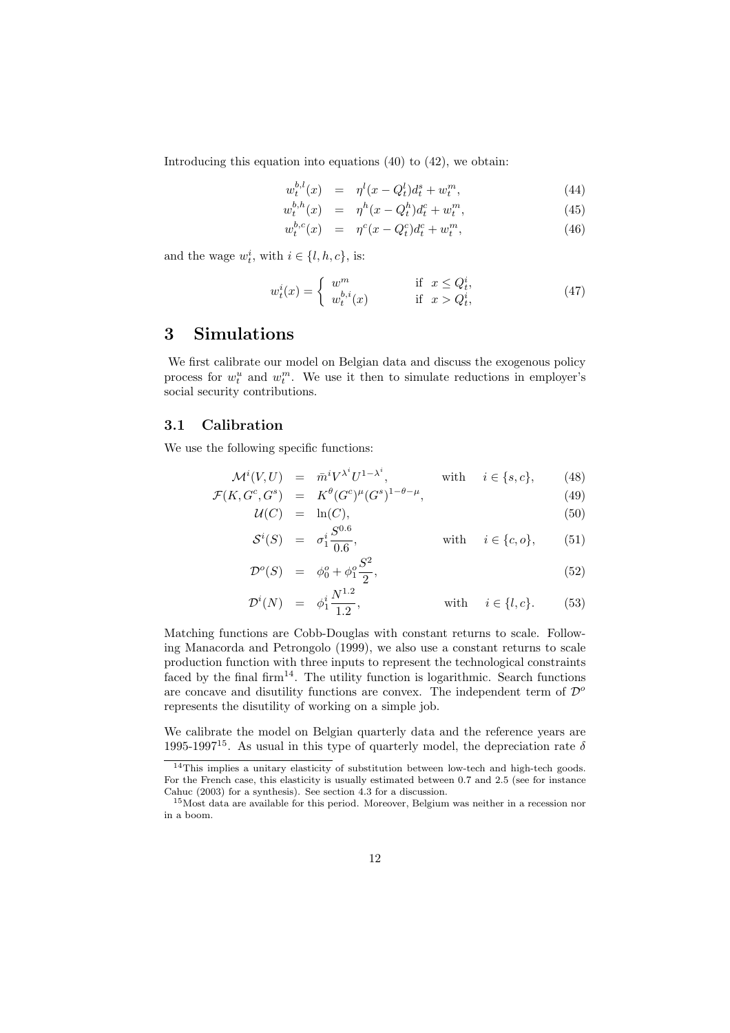Introducing this equation into equations (40) to (42), we obtain:

$$
\begin{aligned}
w_t^{b,l}(x) &= \eta^l(x - Q_t^l)d_t^s + w_t^m, && (44)\\
w_t^{b,h}(x) &= \eta^h(x - Q_t^h)d_t^c + w_t^m, && (45)\\
w_t^{b,c}(x) &= \eta^c(x - Q_t^c)d_t^c + w_t^m, && (46)
\end{aligned}
$$

and the wage $w_t^i$, with $i \in \{l, h, c\}$, is:

$$
w_t^i(x) = \begin{cases} w^m & \text{if } \ x \leq Q_t^i, \\ w_t^{b,i}(x) & \text{if } \ x > Q_t^i, \end{cases} \tag{47}
$$

# 3 Simulations

We first calibrate our model on Belgian data and discuss the exogenous policy process for $w_t^u$ and $w_t^m$. We use it then to simulate reductions in employer's social security contributions.

## 3.1 Calibration

We use the following specific functions:

$$
\begin{aligned}
\mathcal{M}^i(V,U) &= \bar{m}^i V^{\lambda^i} U^{1-\lambda^i}, && \text{with} \quad i \in \{s, c\}, && (48)\\
\mathcal{F}(K, G^c, G^s) &= K^{\theta}(G^c)^{\mu}(G^s)^{1-\theta-\mu}, && && (49)\\
\mathcal{U}(C) &= \ln(C), && && (50)\\
\mathcal{S}^i(S) &= \sigma_1^i \frac{S^{0.6}}{0.6}, && \text{with} \quad i \in \{c, o\}, && (51)\\
\mathcal{D}^o(S) &= \phi_0^o + \phi_1^o \frac{S^2}{2}, && && (52)\\
\mathcal{D}^i(N) &= \phi_1^i \frac{N^{1.2}}{1.2}, && \text{with} \quad i \in \{l, c\}. && (53)
\end{aligned}
$$

Matching functions are Cobb-Douglas with constant returns to scale. Following Manacorda and Petrongolo (1999), we also use a constant returns to scale production function with three inputs to represent the technological constraints faced by the final firm[14]. The utility function is logarithmic. Search functions are concave and disutility functions are convex. The independent term of $\mathcal{D}^o$ represents the disutility of working on a simple job.

We calibrate the model on Belgian quarterly data and the reference years are 1995-1997[15]. As usual in this type of quarterly model, the depreciation rate $\delta$

---

[14] This implies a unitary elasticity of substitution between low-tech and high-tech goods. For the French case, this elasticity is usually estimated between 0.7 and 2.5 (see for instance Cahuc (2003) for a synthesis). See section 4.3 for a discussion.

[15] Most data are available for this period. Moreover, Belgium was neither in a recession nor in a boom.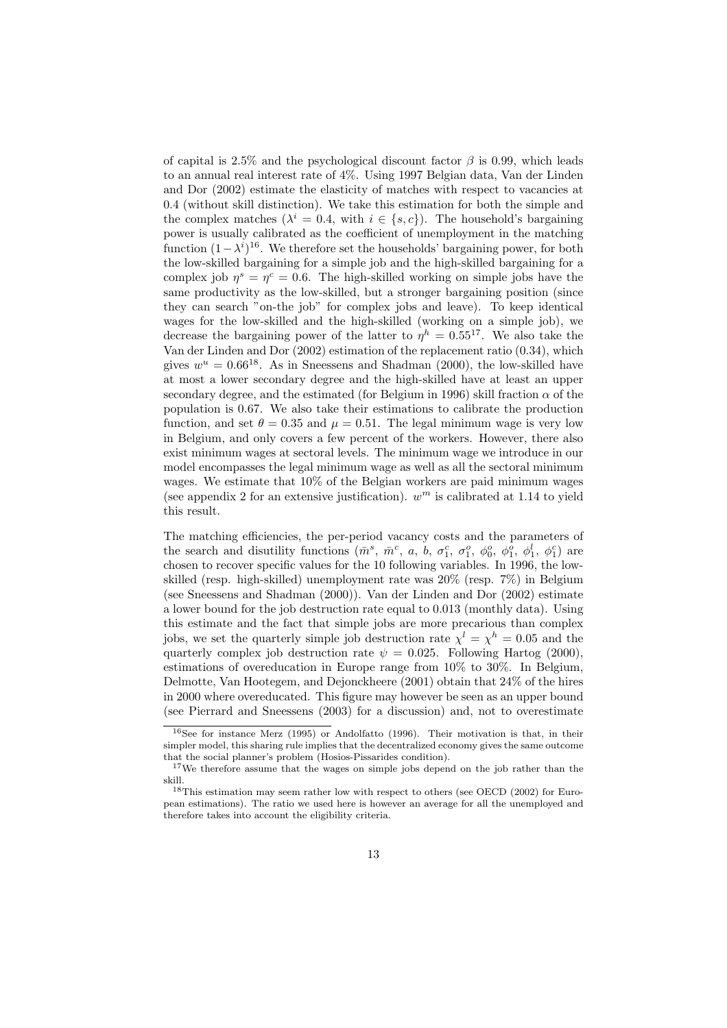of capital is 2.5% and the psychological discount factor $\beta$ is 0.99, which leads to an annual real interest rate of 4%. Using 1997 Belgian data, Van der Linden and Dor (2002) estimate the elasticity of matches with respect to vacancies at 0.4 (without skill distinction). We take this estimation for both the simple and the complex matches ($\lambda^i = 0.4$, with $i \in \{s, c\}$). The household's bargaining power is usually calibrated as the coefficient of unemployment in the matching function $(1-\lambda^i)$[16]. We therefore set the households' bargaining power, for both the low-skilled bargaining for a simple job and the high-skilled bargaining for a complex job $\eta^s = \eta^c = 0.6$. The high-skilled working on simple jobs have the same productivity as the low-skilled, but a stronger bargaining position (since they can search "on-the job" for complex jobs and leave). To keep identical wages for the low-skilled and the high-skilled (working on a simple job), we decrease the bargaining power of the latter to $\eta^h = 0.55$[17]. We also take the Van der Linden and Dor (2002) estimation of the replacement ratio (0.34), which gives $w^u = 0.66$[18]. As in Sneessens and Shadman (2000), the low-skilled have at most a lower secondary degree and the high-skilled have at least an upper secondary degree, and the estimated (for Belgium in 1996) skill fraction $\alpha$ of the population is 0.67. We also take their estimations to calibrate the production function, and set $\theta = 0.35$ and $\mu = 0.51$. The legal minimum wage is very low in Belgium, and only covers a few percent of the workers. However, there also exist minimum wages at sectoral levels. The minimum wage we introduce in our model encompasses the legal minimum wage as well as all the sectoral minimum wages. We estimate that 10% of the Belgian workers are paid minimum wages (see appendix 2 for an extensive justification). $w^m$ is calibrated at 1.14 to yield this result.

The matching efficiencies, the per-period vacancy costs and the parameters of the search and disutility functions ($\bar{m}^s$, $\bar{m}^c$, $a$, $b$, $\sigma_1^c$, $\sigma_1^o$, $\phi_0^o$, $\phi_1^o$, $\phi_1^l$, $\phi_1^c$) are chosen to recover specific values for the 10 following variables. In 1996, the low-skilled (resp. high-skilled) unemployment rate was 20% (resp. 7%) in Belgium (see Sneessens and Shadman (2000)). Van der Linden and Dor (2002) estimate a lower bound for the job destruction rate equal to 0.013 (monthly data). Using this estimate and the fact that simple jobs are more precarious than complex jobs, we set the quarterly simple job destruction rate $\chi^l = \chi^h = 0.05$ and the quarterly complex job destruction rate $\psi = 0.025$. Following Hartog (2000), estimations of overeducation in Europe range from 10% to 30%. In Belgium, Delmotte, Van Hootegem, and Dejonckheere (2001) obtain that 24% of the hires in 2000 where overeducated. This figure may however be seen as an upper bound (see Pierrard and Sneessens (2003) for a discussion) and, not to overestimate

[16] See for instance Merz (1995) or Andolfatto (1996). Their motivation is that, in their simpler model, this sharing rule implies that the decentralized economy gives the same outcome that the social planner's problem (Hosios-Pissarides condition).

[17] We therefore assume that the wages on simple jobs depend on the job rather than the skill.

[18] This estimation may seem rather low with respect to others (see OECD (2002) for European estimations). The ratio we used here is however an average for all the unemployed and therefore takes into account the eligibility criteria.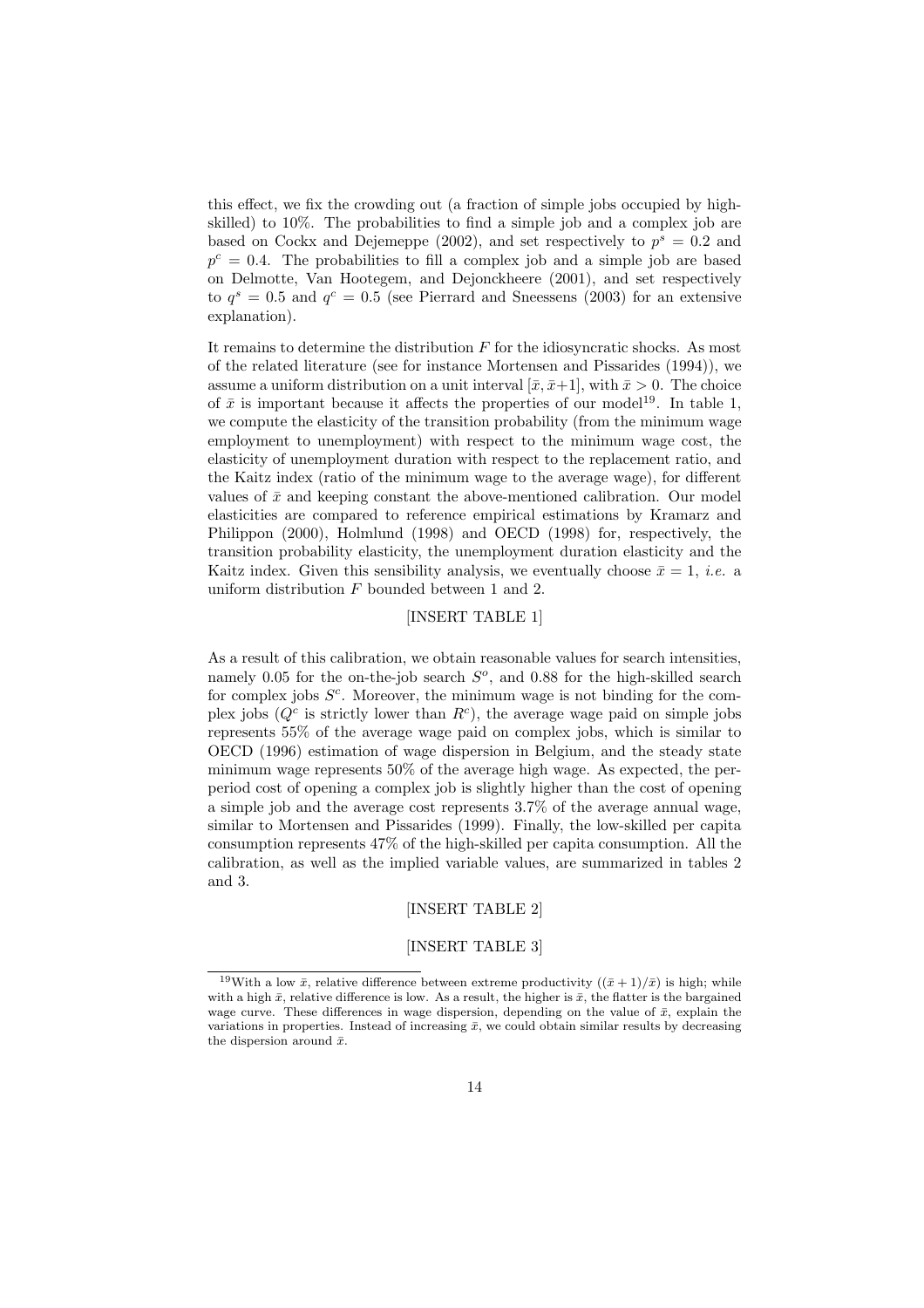this effect, we fix the crowding out (a fraction of simple jobs occupied by high-skilled) to 10%. The probabilities to find a simple job and a complex job are based on Cockx and Dejemeppe (2002), and set respectively to $p^s = 0.2$ and $p^c = 0.4$. The probabilities to fill a complex job and a simple job are based on Delmotte, Van Hootegem, and Dejonckheere (2001), and set respectively to $q^s = 0.5$ and $q^c = 0.5$ (see Pierrard and Sneessens (2003) for an extensive explanation).

It remains to determine the distribution $F$ for the idiosyncratic shocks. As most of the related literature (see for instance Mortensen and Pissarides (1994)), we assume a uniform distribution on a unit interval $[\bar{x}, \bar{x}+1]$, with $\bar{x} > 0$. The choice of $\bar{x}$ is important because it affects the properties of our model[19]. In table 1, we compute the elasticity of the transition probability (from the minimum wage employment to unemployment) with respect to the minimum wage cost, the elasticity of unemployment duration with respect to the replacement ratio, and the Kaitz index (ratio of the minimum wage to the average wage), for different values of $\bar{x}$ and keeping constant the above-mentioned calibration. Our model elasticities are compared to reference empirical estimations by Kramarz and Philippon (2000), Holmlund (1998) and OECD (1998) for, respectively, the transition probability elasticity, the unemployment duration elasticity and the Kaitz index. Given this sensibility analysis, we eventually choose $\bar{x} = 1$, *i.e.* a uniform distribution $F$ bounded between 1 and 2.

[INSERT TABLE 1]

As a result of this calibration, we obtain reasonable values for search intensities, namely 0.05 for the on-the-job search $S^o$, and 0.88 for the high-skilled search for complex jobs $S^c$. Moreover, the minimum wage is not binding for the complex jobs ($Q^c$ is strictly lower than $R^c$), the average wage paid on simple jobs represents 55% of the average wage paid on complex jobs, which is similar to OECD (1996) estimation of wage dispersion in Belgium, and the steady state minimum wage represents 50% of the average high wage. As expected, the per-period cost of opening a complex job is slightly higher than the cost of opening a simple job and the average cost represents 3.7% of the average annual wage, similar to Mortensen and Pissarides (1999). Finally, the low-skilled per capita consumption represents 47% of the high-skilled per capita consumption. All the calibration, as well as the implied variable values, are summarized in tables 2 and 3.

[INSERT TABLE 2]

[INSERT TABLE 3]

[19] With a low $\bar{x}$, relative difference between extreme productivity $((\bar{x}+1)/\bar{x})$ is high; while with a high $\bar{x}$, relative difference is low. As a result, the higher is $\bar{x}$, the flatter is the bargained wage curve. These differences in wage dispersion, depending on the value of $\bar{x}$, explain the variations in properties. Instead of increasing $\bar{x}$, we could obtain similar results by decreasing the dispersion around $\bar{x}$.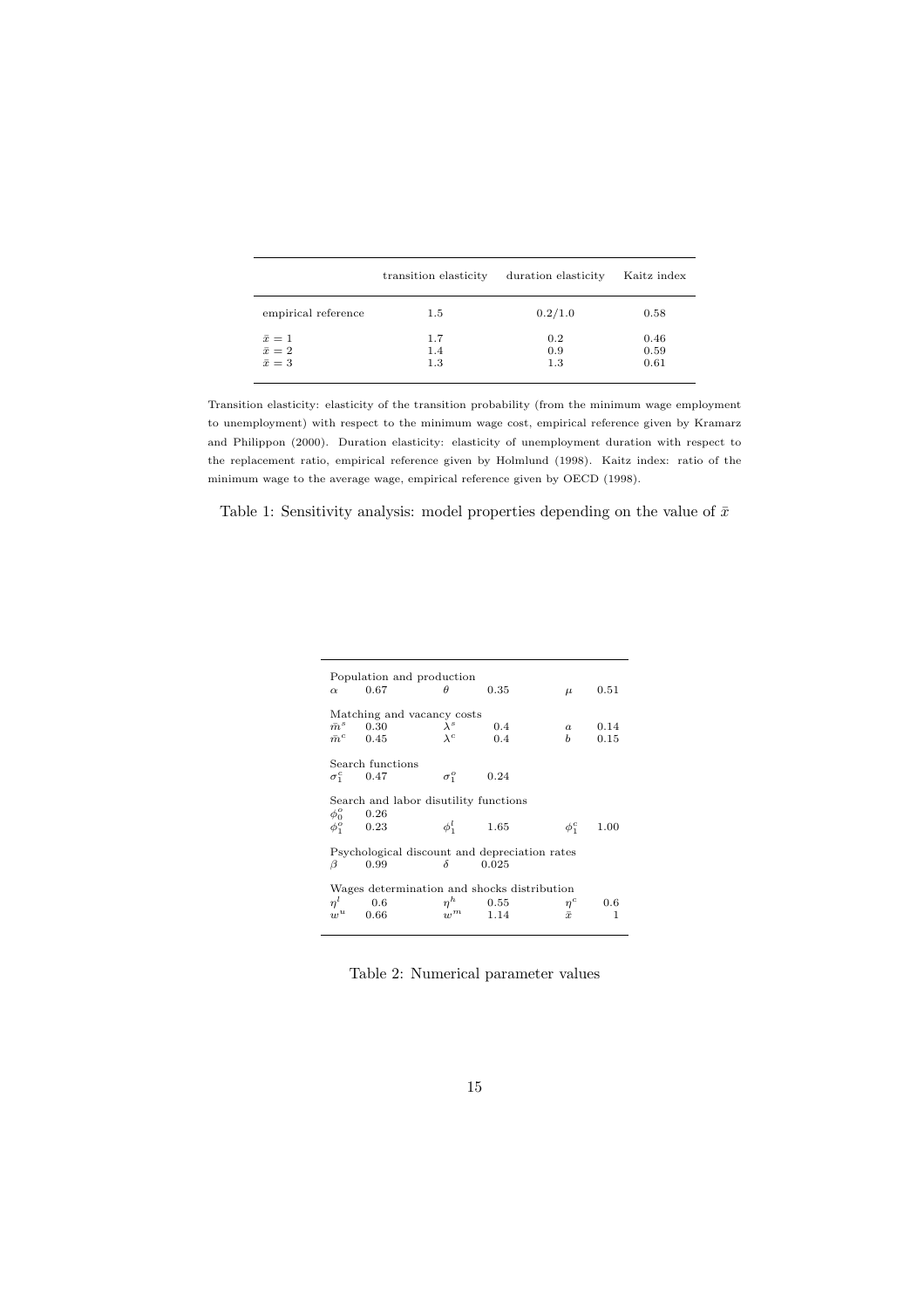| | transition elasticity | duration elasticity | Kaitz index |
|---|---|---|---|
| empirical reference | 1.5 | 0.2/1.0 | 0.58 |
| $\bar{x} = 1$ | 1.7 | 0.2 | 0.46 |
| $\bar{x} = 2$ | 1.4 | 0.9 | 0.59 |
| $\bar{x} = 3$ | 1.3 | 1.3 | 0.61 |

Transition elasticity: elasticity of the transition probability (from the minimum wage employment to unemployment) with respect to the minimum wage cost, empirical reference given by Kramarz and Philippon (2000). Duration elasticity: elasticity of unemployment duration with respect to the replacement ratio, empirical reference given by Holmlund (1998). Kaitz index: ratio of the minimum wage to the average wage, empirical reference given by OECD (1998).

Table 1: Sensitivity analysis: model properties depending on the value of $\bar{x}$

| | | | | | |
|---|---|---|---|---|---|
| Population and production | | | | | |
| $\alpha$ | 0.67 | $\theta$ | 0.35 | $\mu$ | 0.51 |
| Matching and vacancy costs | | | | | |
| $\bar{m}^s$ | 0.30 | $\lambda^s$ | 0.4 | $a$ | 0.14 |
| $\bar{m}^c$ | 0.45 | $\lambda^c$ | 0.4 | $b$ | 0.15 |
| Search functions | | | | | |
| $\sigma_1^c$ | 0.47 | $\sigma_1^o$ | 0.24 | | |
| Search and labor disutility functions | | | | | |
| $\phi_0^o$ | 0.26 | | | | |
| $\phi_1^o$ | 0.23 | $\phi_1^l$ | 1.65 | $\phi_1^c$ | 1.00 |
| Psychological discount and depreciation rates | | | | | |
| $\beta$ | 0.99 | $\delta$ | 0.025 | | |
| Wages determination and shocks distribution | | | | | |
| $\eta^l$ | 0.6 | $\eta^h$ | 0.55 | $\eta^c$ | 0.6 |
| $w^u$ | 0.66 | $w^m$ | 1.14 | $\bar{x}$ | 1 |

Table 2: Numerical parameter values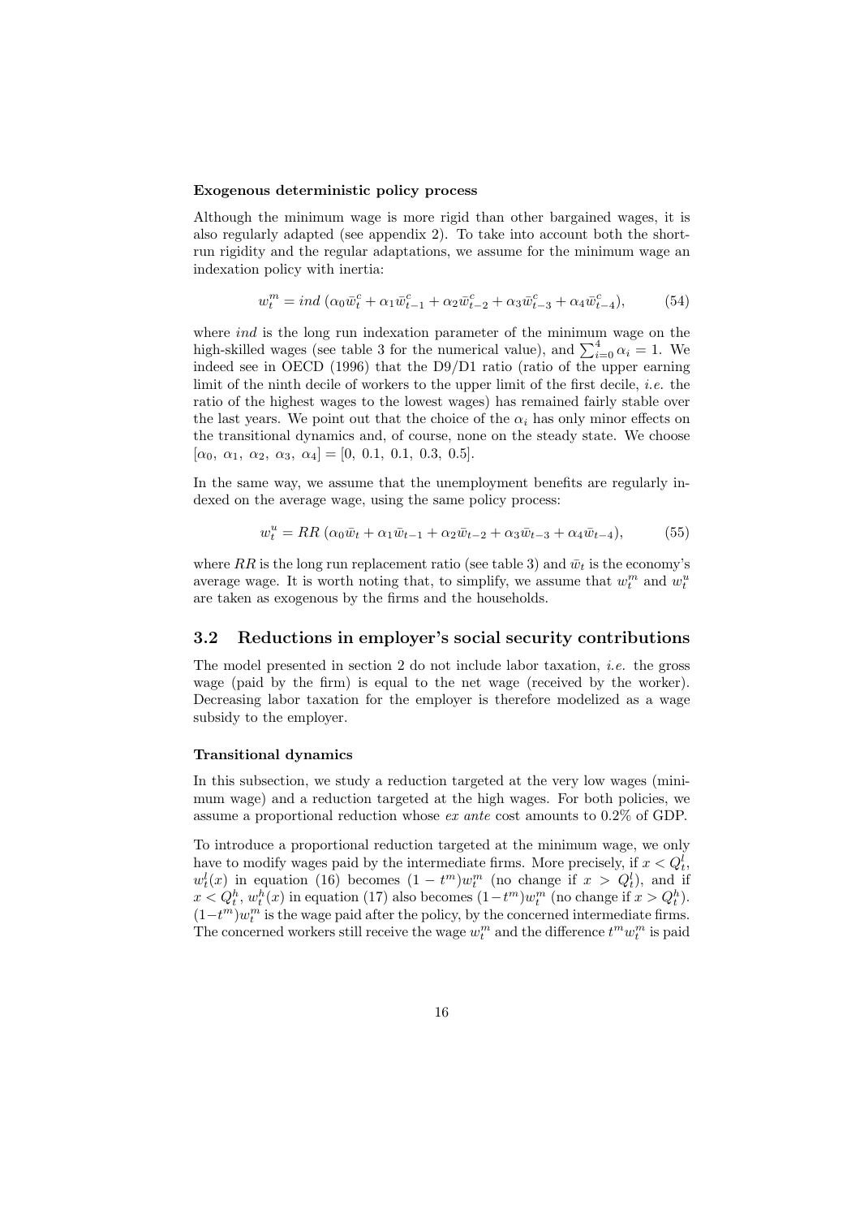**Exogenous deterministic policy process**

Although the minimum wage is more rigid than other bargained wages, it is also regularly adapted (see appendix 2). To take into account both the short-run rigidity and the regular adaptations, we assume for the minimum wage an indexation policy with inertia:

$$w_t^m = ind\ (\alpha_0 \bar{w}_t^c + \alpha_1 \bar{w}_{t-1}^c + \alpha_2 \bar{w}_{t-2}^c + \alpha_3 \bar{w}_{t-3}^c + \alpha_4 \bar{w}_{t-4}^c), \tag{54}$$

where *ind* is the long run indexation parameter of the minimum wage on the high-skilled wages (see table 3 for the numerical value), and $\sum_{i=0}^{4} \alpha_i = 1$. We indeed see in OECD (1996) that the D9/D1 ratio (ratio of the upper earning limit of the ninth decile of workers to the upper limit of the first decile, *i.e.* the ratio of the highest wages to the lowest wages) has remained fairly stable over the last years. We point out that the choice of the $\alpha_i$ has only minor effects on the transitional dynamics and, of course, none on the steady state. We choose $[\alpha_0,\ \alpha_1,\ \alpha_2,\ \alpha_3,\ \alpha_4] = [0,\ 0.1,\ 0.1,\ 0.3,\ 0.5]$.

In the same way, we assume that the unemployment benefits are regularly indexed on the average wage, using the same policy process:

$$w_t^u = RR\ (\alpha_0 \bar{w}_t + \alpha_1 \bar{w}_{t-1} + \alpha_2 \bar{w}_{t-2} + \alpha_3 \bar{w}_{t-3} + \alpha_4 \bar{w}_{t-4}), \tag{55}$$

where $RR$ is the long run replacement ratio (see table 3) and $\bar{w}_t$ is the economy's average wage. It is worth noting that, to simplify, we assume that $w_t^m$ and $w_t^u$ are taken as exogenous by the firms and the households.

## 3.2 Reductions in employer's social security contributions

The model presented in section 2 do not include labor taxation, *i.e.* the gross wage (paid by the firm) is equal to the net wage (received by the worker). Decreasing labor taxation for the employer is therefore modelized as a wage subsidy to the employer.

**Transitional dynamics**

In this subsection, we study a reduction targeted at the very low wages (minimum wage) and a reduction targeted at the high wages. For both policies, we assume a proportional reduction whose *ex ante* cost amounts to 0.2% of GDP.

To introduce a proportional reduction targeted at the minimum wage, we only have to modify wages paid by the intermediate firms. More precisely, if $x < Q_t^l$, $w_t^l(x)$ in equation (16) becomes $(1 - t^m)w_t^m$ (no change if $x > Q_t^l$), and if $x < Q_t^h$, $w_t^h(x)$ in equation (17) also becomes $(1 - t^m)w_t^m$ (no change if $x > Q_t^h$). $(1 - t^m)w_t^m$ is the wage paid after the policy, by the concerned intermediate firms. The concerned workers still receive the wage $w_t^m$ and the difference $t^m w_t^m$ is paid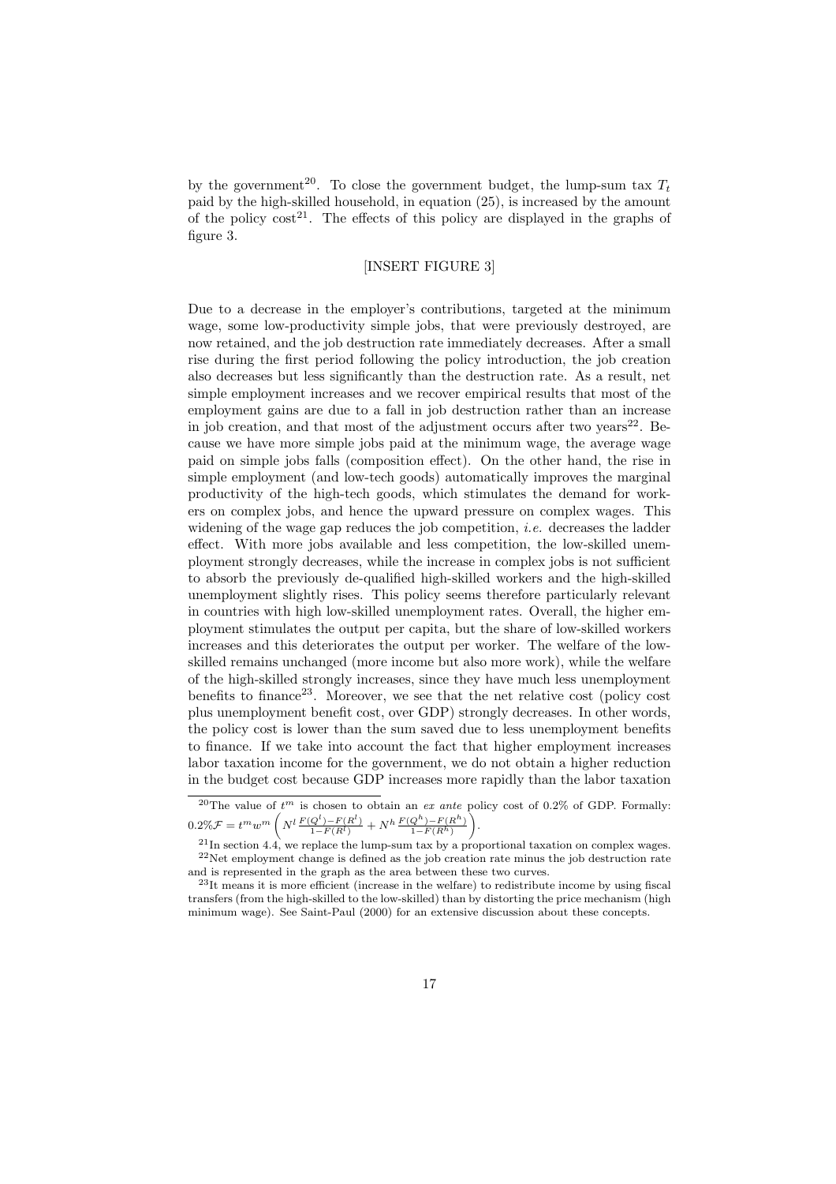by the government[20]. To close the government budget, the lump-sum tax $T_t$ paid by the high-skilled household, in equation (25), is increased by the amount of the policy cost[21]. The effects of this policy are displayed in the graphs of figure 3.

[INSERT FIGURE 3]

Due to a decrease in the employer's contributions, targeted at the minimum wage, some low-productivity simple jobs, that were previously destroyed, are now retained, and the job destruction rate immediately decreases. After a small rise during the first period following the policy introduction, the job creation also decreases but less significantly than the destruction rate. As a result, net simple employment increases and we recover empirical results that most of the employment gains are due to a fall in job destruction rather than an increase in job creation, and that most of the adjustment occurs after two years[22]. Because we have more simple jobs paid at the minimum wage, the average wage paid on simple jobs falls (composition effect). On the other hand, the rise in simple employment (and low-tech goods) automatically improves the marginal productivity of the high-tech goods, which stimulates the demand for workers on complex jobs, and hence the upward pressure on complex wages. This widening of the wage gap reduces the job competition, *i.e.* decreases the ladder effect. With more jobs available and less competition, the low-skilled unemployment strongly decreases, while the increase in complex jobs is not sufficient to absorb the previously de-qualified high-skilled workers and the high-skilled unemployment slightly rises. This policy seems therefore particularly relevant in countries with high low-skilled unemployment rates. Overall, the higher employment stimulates the output per capita, but the share of low-skilled workers increases and this deteriorates the output per worker. The welfare of the low-skilled remains unchanged (more income but also more work), while the welfare of the high-skilled strongly increases, since they have much less unemployment benefits to finance[23]. Moreover, we see that the net relative cost (policy cost plus unemployment benefit cost, over GDP) strongly decreases. In other words, the policy cost is lower than the sum saved due to less unemployment benefits to finance. If we take into account the fact that higher employment increases labor taxation income for the government, we do not obtain a higher reduction in the budget cost because GDP increases more rapidly than the labor taxation

[20] The value of $t^m$ is chosen to obtain an *ex ante* policy cost of 0.2% of GDP. Formally: $0.2\%\mathcal{F} = t^m w^m \left( N^l \frac{F(Q^l)-F(R^l)}{1-F(R^l)} + N^h \frac{F(Q^h)-F(R^h)}{1-F(R^h)} \right)$.

[21] In section 4.4, we replace the lump-sum tax by a proportional taxation on complex wages.

[22] Net employment change is defined as the job creation rate minus the job destruction rate and is represented in the graph as the area between these two curves.

[23] It means it is more efficient (increase in the welfare) to redistribute income by using fiscal transfers (from the high-skilled to the low-skilled) than by distorting the price mechanism (high minimum wage). See Saint-Paul (2000) for an extensive discussion about these concepts.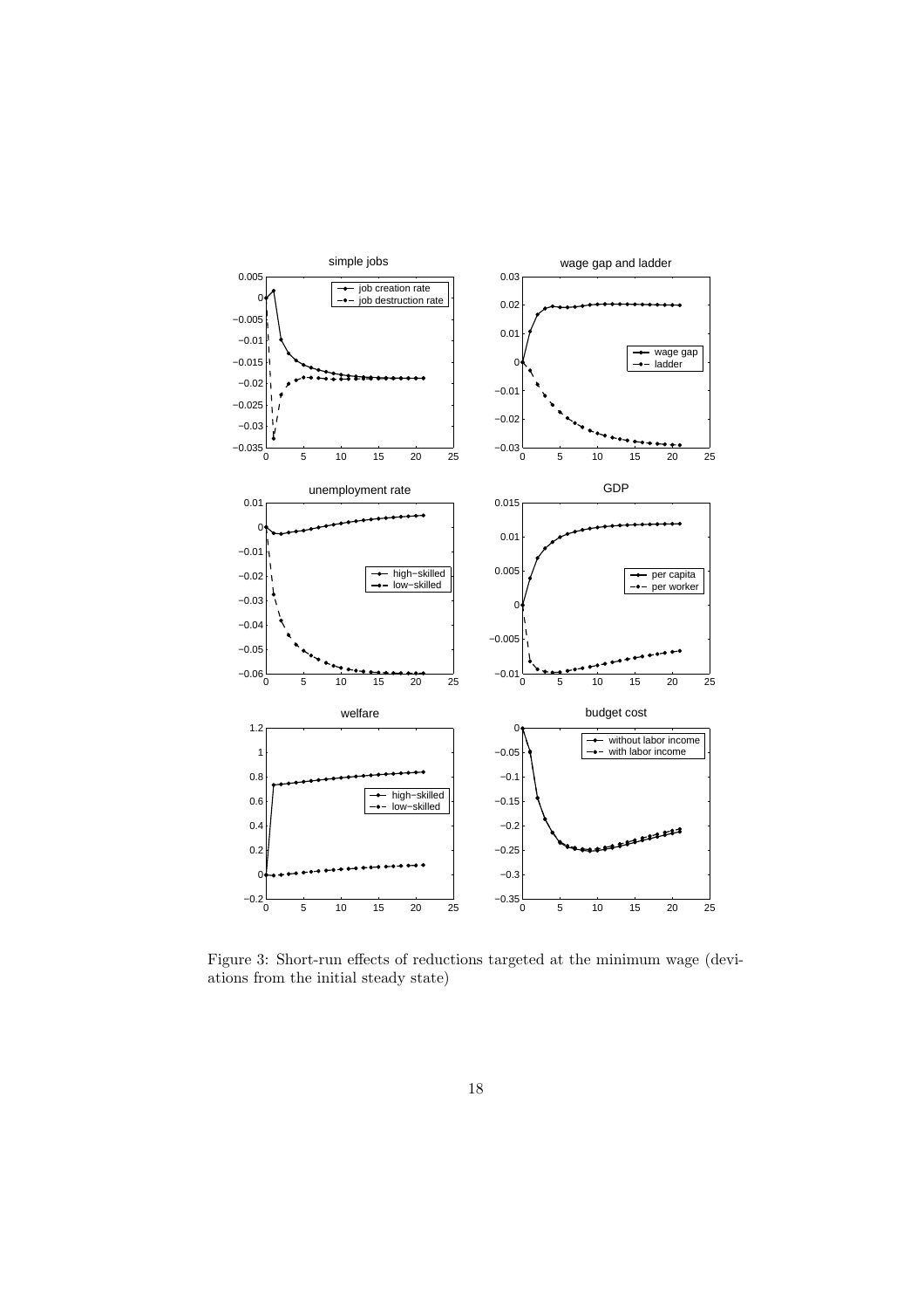Figure 3: Short-run effects of reductions targeted at the minimum wage (deviations from the initial steady state)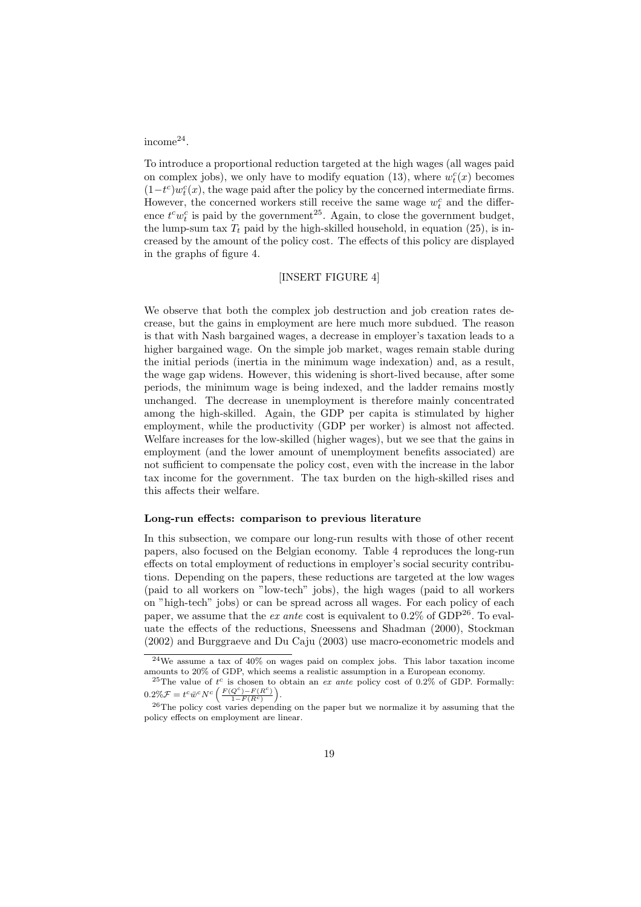income[24].

To introduce a proportional reduction targeted at the high wages (all wages paid on complex jobs), we only have to modify equation (13), where $w_t^c(x)$ becomes $(1-t^c)w_t^c(x)$, the wage paid after the policy by the concerned intermediate firms. However, the concerned workers still receive the same wage $w_t^c$ and the difference $t^c w_t^c$ is paid by the government[25]. Again, to close the government budget, the lump-sum tax $T_t$ paid by the high-skilled household, in equation (25), is increased by the amount of the policy cost. The effects of this policy are displayed in the graphs of figure 4.

[INSERT FIGURE 4]

We observe that both the complex job destruction and job creation rates decrease, but the gains in employment are here much more subdued. The reason is that with Nash bargained wages, a decrease in employer's taxation leads to a higher bargained wage. On the simple job market, wages remain stable during the initial periods (inertia in the minimum wage indexation) and, as a result, the wage gap widens. However, this widening is short-lived because, after some periods, the minimum wage is being indexed, and the ladder remains mostly unchanged. The decrease in unemployment is therefore mainly concentrated among the high-skilled. Again, the GDP per capita is stimulated by higher employment, while the productivity (GDP per worker) is almost not affected. Welfare increases for the low-skilled (higher wages), but we see that the gains in employment (and the lower amount of unemployment benefits associated) are not sufficient to compensate the policy cost, even with the increase in the labor tax income for the government. The tax burden on the high-skilled rises and this affects their welfare.

**Long-run effects: comparison to previous literature**

In this subsection, we compare our long-run results with those of other recent papers, also focused on the Belgian economy. Table 4 reproduces the long-run effects on total employment of reductions in employer's social security contributions. Depending on the papers, these reductions are targeted at the low wages (paid to all workers on "low-tech" jobs), the high wages (paid to all workers on "high-tech" jobs) or can be spread across all wages. For each policy of each paper, we assume that the *ex ante* cost is equivalent to 0.2% of GDP[26]. To evaluate the effects of the reductions, Sneessens and Shadman (2000), Stockman (2002) and Burggraeve and Du Caju (2003) use macro-econometric models and

---

[24] We assume a tax of 40% on wages paid on complex jobs. This labor taxation income amounts to 20% of GDP, which seems a realistic assumption in a European economy.

[25] The value of $t^c$ is chosen to obtain an *ex ante* policy cost of 0.2% of GDP. Formally: $0.2\%\mathcal{F} = t^c \bar{w}^c N^c \left(\frac{F(Q^c)-F(R^c)}{1-F(R^c)}\right)$.

[26] The policy cost varies depending on the paper but we normalize it by assuming that the policy effects on employment are linear.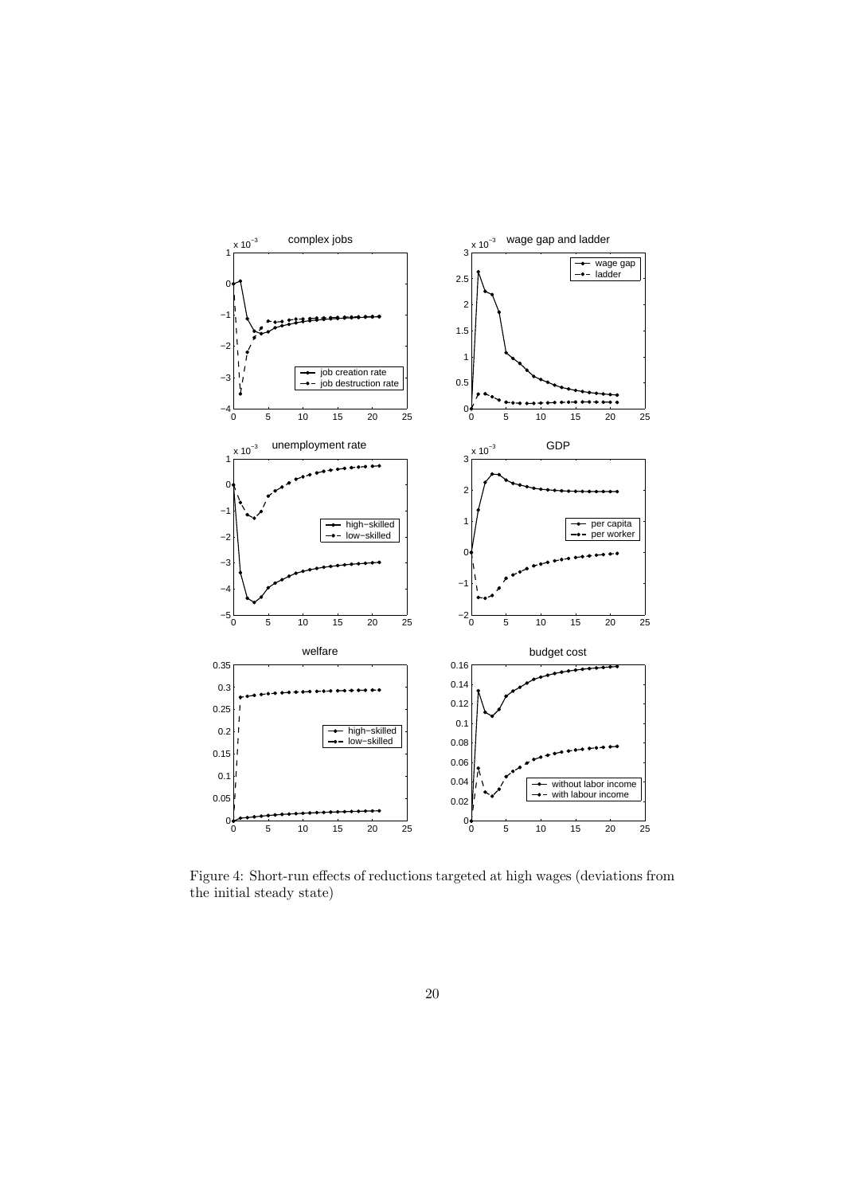Figure 4: Short-run effects of reductions targeted at high wages (deviations from the initial steady state)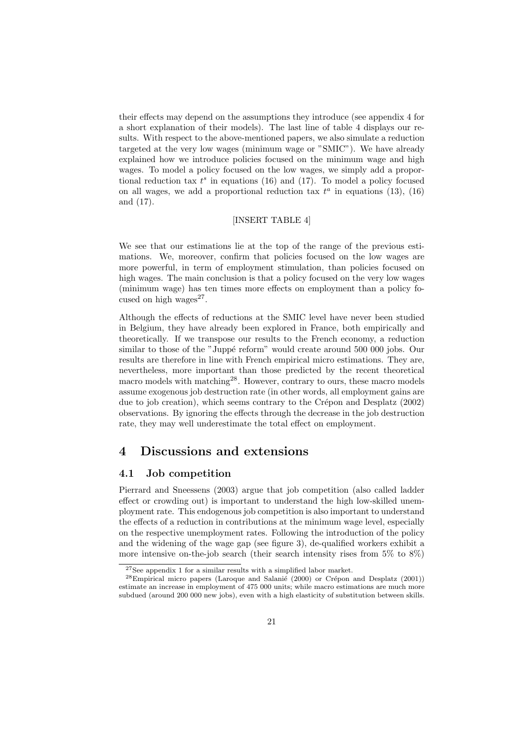their effects may depend on the assumptions they introduce (see appendix 4 for a short explanation of their models). The last line of table 4 displays our results. With respect to the above-mentioned papers, we also simulate a reduction targeted at the very low wages (minimum wage or "SMIC"). We have already explained how we introduce policies focused on the minimum wage and high wages. To model a policy focused on the low wages, we simply add a proportional reduction tax $t^s$ in equations (16) and (17). To model a policy focused on all wages, we add a proportional reduction tax $t^a$ in equations (13), (16) and (17).

[INSERT TABLE 4]

We see that our estimations lie at the top of the range of the previous estimations. We, moreover, confirm that policies focused on the low wages are more powerful, in term of employment stimulation, than policies focused on high wages. The main conclusion is that a policy focused on the very low wages (minimum wage) has ten times more effects on employment than a policy focused on high wages[27].

Although the effects of reductions at the SMIC level have never been studied in Belgium, they have already been explored in France, both empirically and theoretically. If we transpose our results to the French economy, a reduction similar to those of the "Juppé reform" would create around 500 000 jobs. Our results are therefore in line with French empirical micro estimations. They are, nevertheless, more important than those predicted by the recent theoretical macro models with matching[28]. However, contrary to ours, these macro models assume exogenous job destruction rate (in other words, all employment gains are due to job creation), which seems contrary to the Crépon and Desplatz (2002) observations. By ignoring the effects through the decrease in the job destruction rate, they may well underestimate the total effect on employment.

# 4 Discussions and extensions

## 4.1 Job competition

Pierrard and Sneessens (2003) argue that job competition (also called ladder effect or crowding out) is important to understand the high low-skilled unemployment rate. This endogenous job competition is also important to understand the effects of a reduction in contributions at the minimum wage level, especially on the respective unemployment rates. Following the introduction of the policy and the widening of the wage gap (see figure 3), de-qualified workers exhibit a more intensive on-the-job search (their search intensity rises from 5% to 8%)

[27] See appendix 1 for a similar results with a simplified labor market.

[28] Empirical micro papers (Laroque and Salanié (2000) or Crépon and Desplatz (2001)) estimate an increase in employment of 475 000 units; while macro estimations are much more subdued (around 200 000 new jobs), even with a high elasticity of substitution between skills.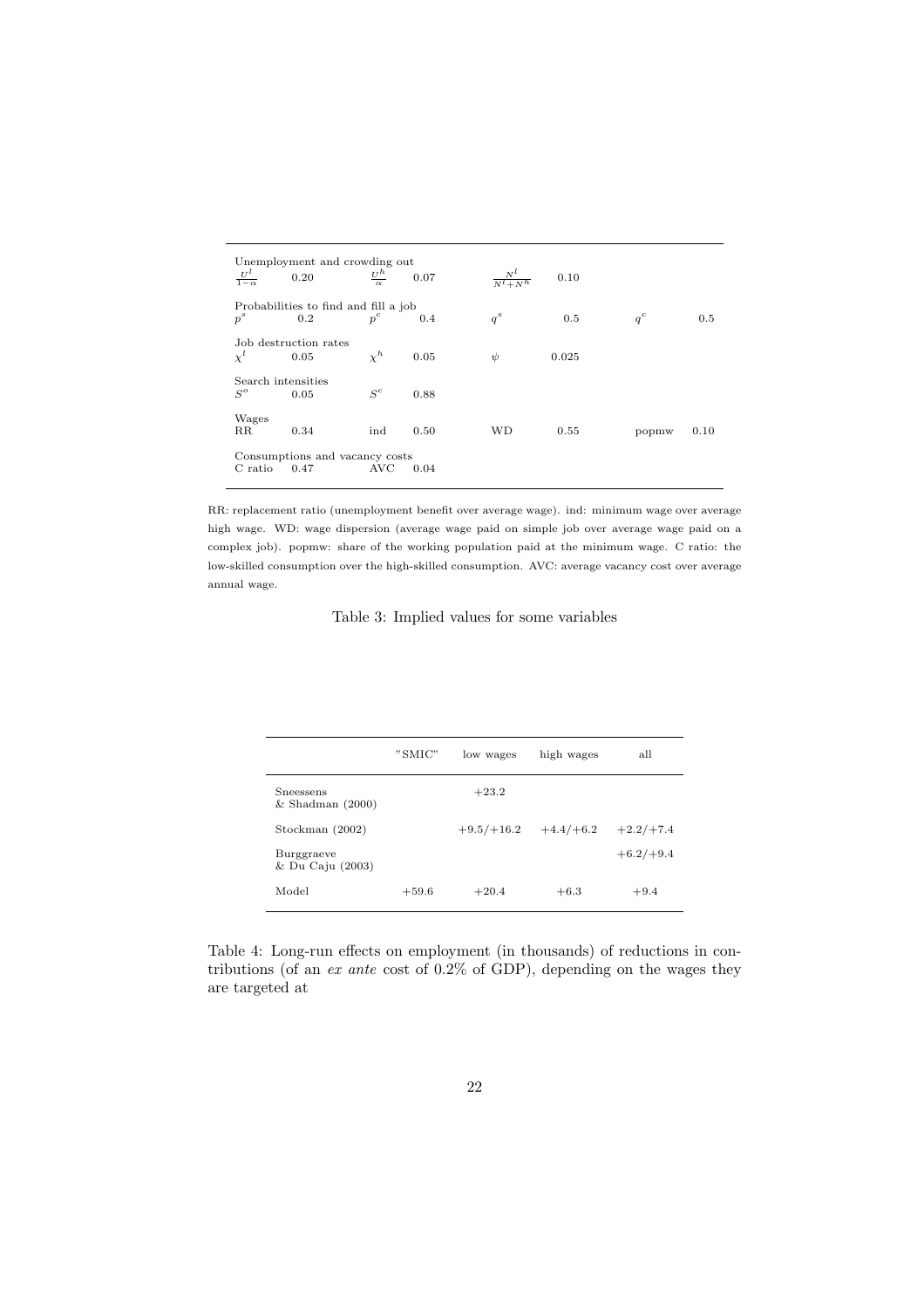| | | | | | | | |
|---|---|---|---|---|---|---|---|
| Unemployment and crowding out | | | | | | | |
| $\frac{U^l}{1-\alpha}$ | 0.20 | $\frac{U^h}{\alpha}$ | 0.07 | $\frac{N^l}{N^l+N^h}$ | 0.10 | | |
| Probabilities to find and fill a job | | | | | | | |
| $p^s$ | 0.2 | $p^c$ | 0.4 | $q^s$ | 0.5 | $q^c$ | 0.5 |
| Job destruction rates | | | | | | | |
| $\chi^l$ | 0.05 | $\chi^h$ | 0.05 | $\psi$ | 0.025 | | |
| Search intensities | | | | | | | |
| $S^o$ | 0.05 | $S^c$ | 0.88 | | | | |
| Wages | | | | | | | |
| RR | 0.34 | ind | 0.50 | WD | 0.55 | popmw | 0.10 |
| Consumptions and vacancy costs | | | | | | | |
| C ratio | 0.47 | AVC | 0.04 | | | | |

RR: replacement ratio (unemployment benefit over average wage). ind: minimum wage over average high wage. WD: wage dispersion (average wage paid on simple job over average wage paid on a complex job). popmw: share of the working population paid at the minimum wage. C ratio: the low-skilled consumption over the high-skilled consumption. AVC: average vacancy cost over average annual wage.

Table 3: Implied values for some variables

| | "SMIC" | low wages | high wages | all |
|---|---|---|---|---|
| Sneessens & Shadman (2000) | | +23.2 | | |
| Stockman (2002) | | +9.5/+16.2 | +4.4/+6.2 | +2.2/+7.4 |
| Burggraeve & Du Caju (2003) | | | | +6.2/+9.4 |
| Model | +59.6 | +20.4 | +6.3 | +9.4 |

Table 4: Long-run effects on employment (in thousands) of reductions in contributions (of an *ex ante* cost of 0.2% of GDP), depending on the wages they are targeted at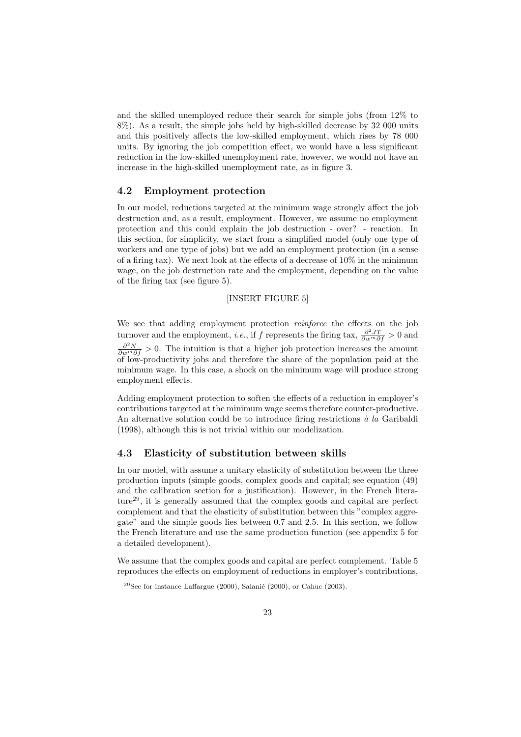and the skilled unemployed reduce their search for simple jobs (from 12% to 8%). As a result, the simple jobs held by high-skilled decrease by 32 000 units and this positively affects the low-skilled employment, which rises by 78 000 units. By ignoring the job competition effect, we would have a less significant reduction in the low-skilled unemployment rate, however, we would not have an increase in the high-skilled unemployment rate, as in figure 3.

## 4.2 Employment protection

In our model, reductions targeted at the minimum wage strongly affect the job destruction and, as a result, employment. However, we assume no employment protection and this could explain the job destruction - over? - reaction. In this section, for simplicity, we start from a simplified model (only one type of workers and one type of jobs) but we add an employment protection (in a sense of a firing tax). We next look at the effects of a decrease of 10% in the minimum wage, on the job destruction rate and the employment, depending on the value of the firing tax (see figure 5).

[INSERT FIGURE 5]

We see that adding employment protection *reinforce* the effects on the job turnover and the employment, *i.e.*, if $f$ represents the firing tax, $\frac{\partial^2 JT}{\partial w^m \partial f} > 0$ and $\frac{\partial^2 N}{\partial w^m \partial f} > 0$. The intuition is that a higher job protection increases the amount of low-productivity jobs and therefore the share of the population paid at the minimum wage. In this case, a shock on the minimum wage will produce strong employment effects.

Adding employment protection to soften the effects of a reduction in employer's contributions targeted at the minimum wage seems therefore counter-productive. An alternative solution could be to introduce firing restrictions *à la* Garibaldi (1998), although this is not trivial within our modelization.

## 4.3 Elasticity of substitution between skills

In our model, with assume a unitary elasticity of substitution between the three production inputs (simple goods, complex goods and capital; see equation (49) and the calibration section for a justification). However, in the French literature[29], it is generally assumed that the complex goods and capital are perfect complement and that the elasticity of substitution between this "complex aggregate" and the simple goods lies between 0.7 and 2.5. In this section, we follow the French literature and use the same production function (see appendix 5 for a detailed development).

We assume that the complex goods and capital are perfect complement. Table 5 reproduces the effects on employment of reductions in employer's contributions,

[29] See for instance Laffargue (2000), Salanié (2000), or Cahuc (2003).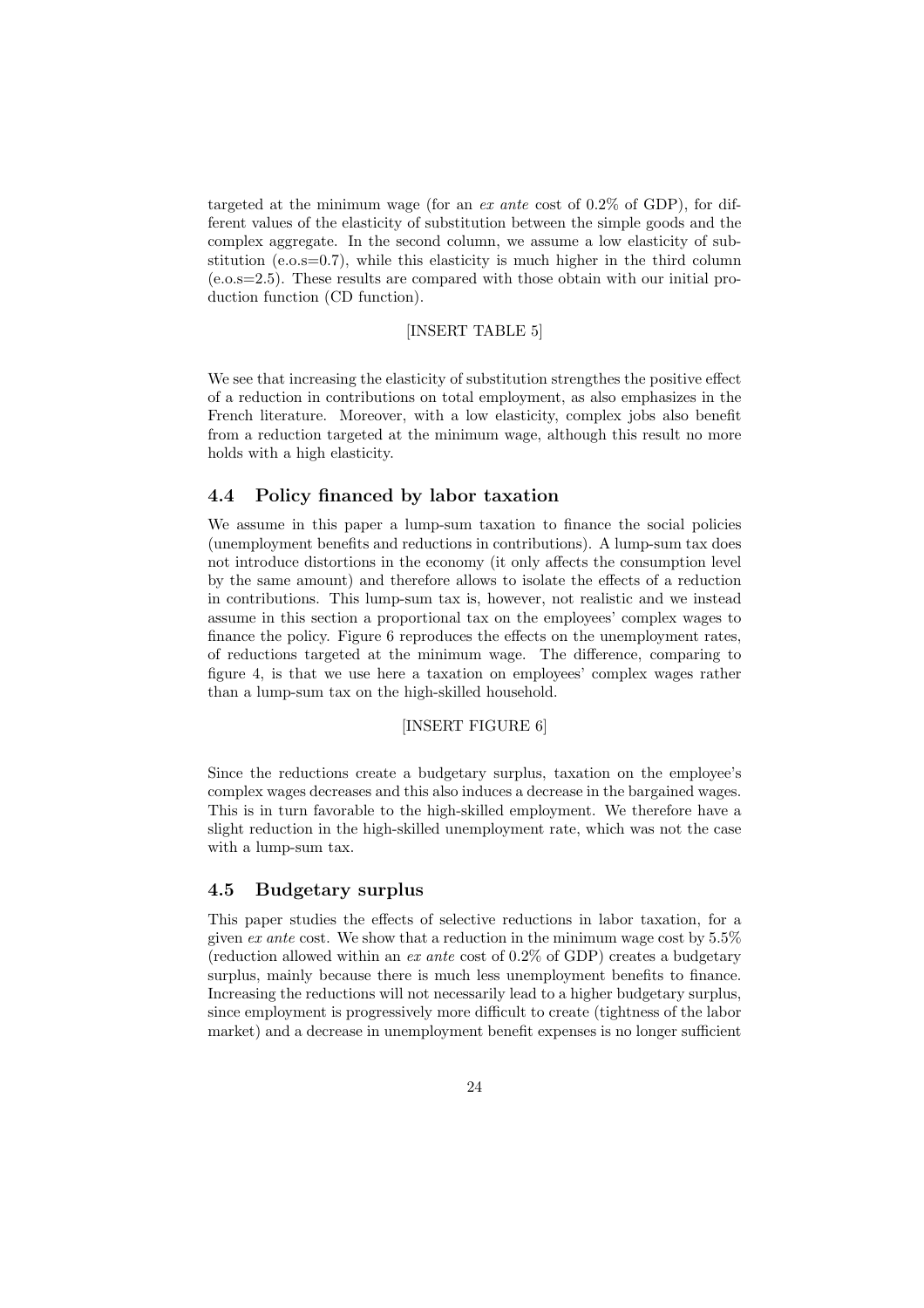targeted at the minimum wage (for an *ex ante* cost of 0.2% of GDP), for different values of the elasticity of substitution between the simple goods and the complex aggregate. In the second column, we assume a low elasticity of substitution (e.o.s=0.7), while this elasticity is much higher in the third column (e.o.s=2.5). These results are compared with those obtain with our initial production function (CD function).

[INSERT TABLE 5]

We see that increasing the elasticity of substitution strengthes the positive effect of a reduction in contributions on total employment, as also emphasizes in the French literature. Moreover, with a low elasticity, complex jobs also benefit from a reduction targeted at the minimum wage, although this result no more holds with a high elasticity.

## 4.4 Policy financed by labor taxation

We assume in this paper a lump-sum taxation to finance the social policies (unemployment benefits and reductions in contributions). A lump-sum tax does not introduce distortions in the economy (it only affects the consumption level by the same amount) and therefore allows to isolate the effects of a reduction in contributions. This lump-sum tax is, however, not realistic and we instead assume in this section a proportional tax on the employees' complex wages to finance the policy. Figure 6 reproduces the effects on the unemployment rates, of reductions targeted at the minimum wage. The difference, comparing to figure 4, is that we use here a taxation on employees' complex wages rather than a lump-sum tax on the high-skilled household.

[INSERT FIGURE 6]

Since the reductions create a budgetary surplus, taxation on the employee's complex wages decreases and this also induces a decrease in the bargained wages. This is in turn favorable to the high-skilled employment. We therefore have a slight reduction in the high-skilled unemployment rate, which was not the case with a lump-sum tax.

## 4.5 Budgetary surplus

This paper studies the effects of selective reductions in labor taxation, for a given *ex ante* cost. We show that a reduction in the minimum wage cost by 5.5% (reduction allowed within an *ex ante* cost of 0.2% of GDP) creates a budgetary surplus, mainly because there is much less unemployment benefits to finance. Increasing the reductions will not necessarily lead to a higher budgetary surplus, since employment is progressively more difficult to create (tightness of the labor market) and a decrease in unemployment benefit expenses is no longer sufficient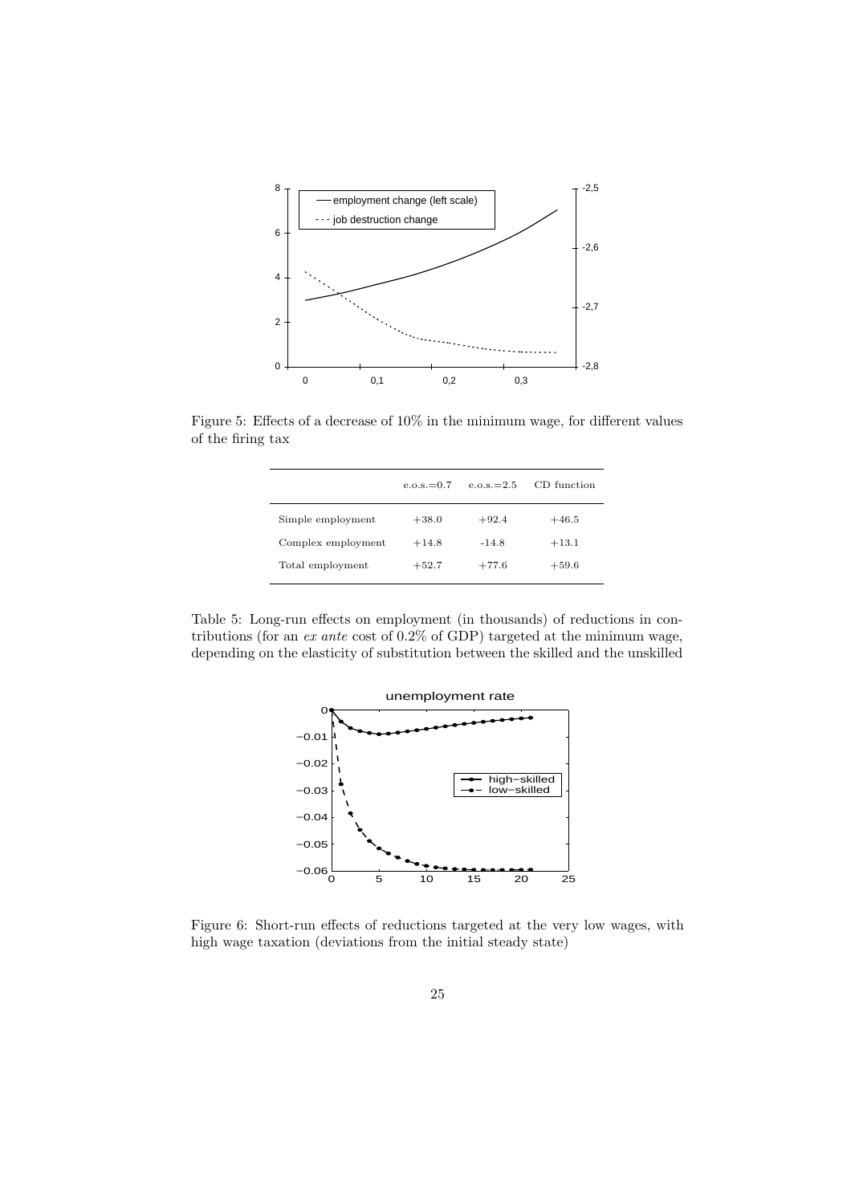Figure 5: Effects of a decrease of 10% in the minimum wage, for different values of the firing tax

| | e.o.s.=0.7 | e.o.s.=2.5 | CD function |
|---|---|---|---|
| Simple employment | +38.0 | +92.4 | +46.5 |
| Complex employment | +14.8 | -14.8 | +13.1 |
| Total employment | +52.7 | +77.6 | +59.6 |

Table 5: Long-run effects on employment (in thousands) of reductions in contributions (for an *ex ante* cost of 0.2% of GDP) targeted at the minimum wage, depending on the elasticity of substitution between the skilled and the unskilled

Figure 6: Short-run effects of reductions targeted at the very low wages, with high wage taxation (deviations from the initial steady state)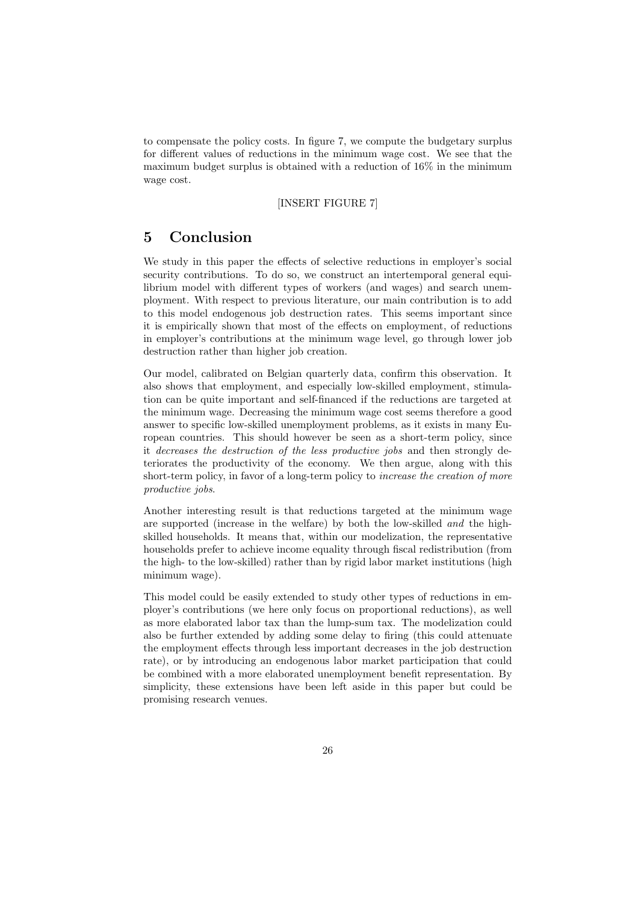to compensate the policy costs. In figure 7, we compute the budgetary surplus for different values of reductions in the minimum wage cost. We see that the maximum budget surplus is obtained with a reduction of 16% in the minimum wage cost.

[INSERT FIGURE 7]

## 5 Conclusion

We study in this paper the effects of selective reductions in employer's social security contributions. To do so, we construct an intertemporal general equilibrium model with different types of workers (and wages) and search unemployment. With respect to previous literature, our main contribution is to add to this model endogenous job destruction rates. This seems important since it is empirically shown that most of the effects on employment, of reductions in employer's contributions at the minimum wage level, go through lower job destruction rather than higher job creation.

Our model, calibrated on Belgian quarterly data, confirm this observation. It also shows that employment, and especially low-skilled employment, stimulation can be quite important and self-financed if the reductions are targeted at the minimum wage. Decreasing the minimum wage cost seems therefore a good answer to specific low-skilled unemployment problems, as it exists in many European countries. This should however be seen as a short-term policy, since it *decreases the destruction of the less productive jobs* and then strongly deteriorates the productivity of the economy. We then argue, along with this short-term policy, in favor of a long-term policy to *increase the creation of more productive jobs*.

Another interesting result is that reductions targeted at the minimum wage are supported (increase in the welfare) by both the low-skilled *and* the high-skilled households. It means that, within our modelization, the representative households prefer to achieve income equality through fiscal redistribution (from the high- to the low-skilled) rather than by rigid labor market institutions (high minimum wage).

This model could be easily extended to study other types of reductions in employer's contributions (we here only focus on proportional reductions), as well as more elaborated labor tax than the lump-sum tax. The modelization could also be further extended by adding some delay to firing (this could attenuate the employment effects through less important decreases in the job destruction rate), or by introducing an endogenous labor market participation that could be combined with a more elaborated unemployment benefit representation. By simplicity, these extensions have been left aside in this paper but could be promising research venues.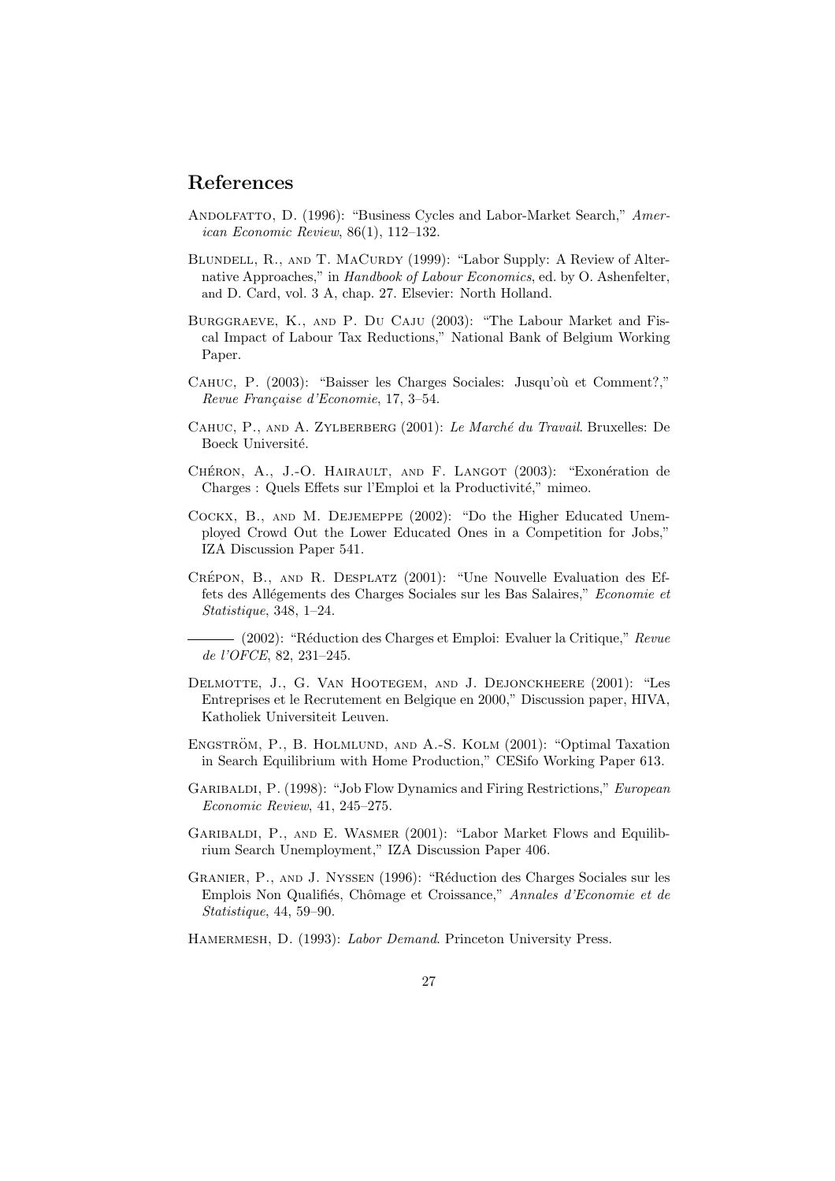## References

Andolfatto, D. (1996): "Business Cycles and Labor-Market Search," *American Economic Review*, 86(1), 112–132.

Blundell, R., and T. MaCurdy (1999): "Labor Supply: A Review of Alternative Approaches," in *Handbook of Labour Economics*, ed. by O. Ashenfelter, and D. Card, vol. 3 A, chap. 27. Elsevier: North Holland.

Burggraeve, K., and P. Du Caju (2003): "The Labour Market and Fiscal Impact of Labour Tax Reductions," National Bank of Belgium Working Paper.

Cahuc, P. (2003): "Baisser les Charges Sociales: Jusqu'où et Comment?," *Revue Française d'Economie*, 17, 3–54.

Cahuc, P., and A. Zylberberg (2001): *Le Marché du Travail*. Bruxelles: De Boeck Université.

Chéron, A., J.-O. Hairault, and F. Langot (2003): "Exonération de Charges : Quels Effets sur l'Emploi et la Productivité," mimeo.

Cockx, B., and M. Dejemeppe (2002): "Do the Higher Educated Unemployed Crowd Out the Lower Educated Ones in a Competition for Jobs," IZA Discussion Paper 541.

Crépon, B., and R. Desplatz (2001): "Une Nouvelle Evaluation des Effets des Allégements des Charges Sociales sur les Bas Salaires," *Economie et Statistique*, 348, 1–24.

——— (2002): "Réduction des Charges et Emploi: Evaluer la Critique," *Revue de l'OFCE*, 82, 231–245.

Delmotte, J., G. Van Hootegem, and J. Dejonckheere (2001): "Les Entreprises et le Recrutement en Belgique en 2000," Discussion paper, HIVA, Katholiek Universiteit Leuven.

Engström, P., B. Holmlund, and A.-S. Kolm (2001): "Optimal Taxation in Search Equilibrium with Home Production," CESifo Working Paper 613.

Garibaldi, P. (1998): "Job Flow Dynamics and Firing Restrictions," *European Economic Review*, 41, 245–275.

Garibaldi, P., and E. Wasmer (2001): "Labor Market Flows and Equilibrium Search Unemployment," IZA Discussion Paper 406.

Granier, P., and J. Nyssen (1996): "Réduction des Charges Sociales sur les Emplois Non Qualifiés, Chômage et Croissance," *Annales d'Economie et de Statistique*, 44, 59–90.

Hamermesh, D. (1993): *Labor Demand*. Princeton University Press.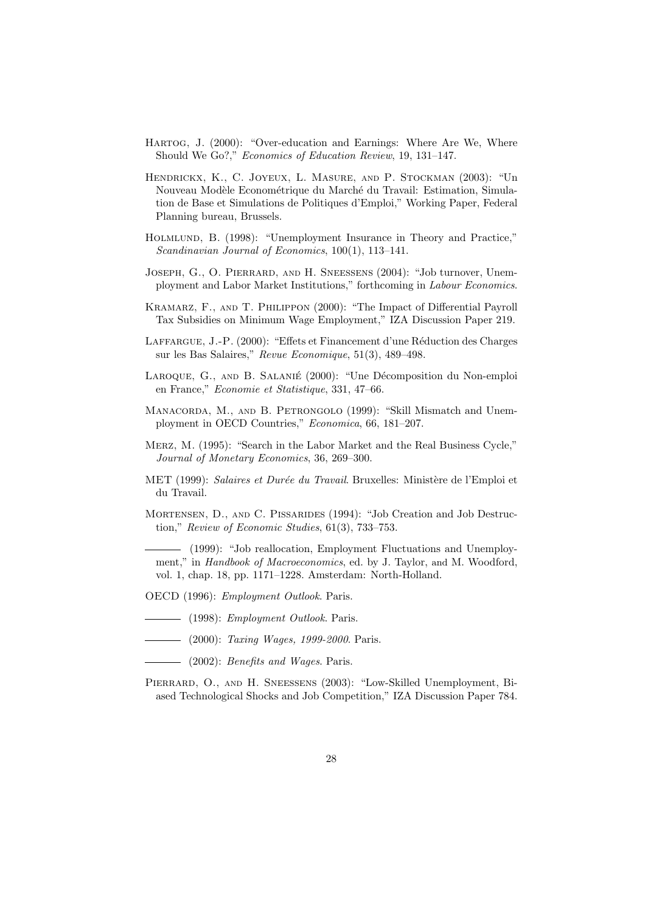Hartog, J. (2000): "Over-education and Earnings: Where Are We, Where Should We Go?," *Economics of Education Review*, 19, 131–147.

Hendrickx, K., C. Joyeux, L. Masure, and P. Stockman (2003): "Un Nouveau Modèle Econométrique du Marché du Travail: Estimation, Simulation de Base et Simulations de Politiques d'Emploi," Working Paper, Federal Planning bureau, Brussels.

Holmlund, B. (1998): "Unemployment Insurance in Theory and Practice," *Scandinavian Journal of Economics*, 100(1), 113–141.

Joseph, G., O. Pierrard, and H. Sneessens (2004): "Job turnover, Unemployment and Labor Market Institutions," forthcoming in *Labour Economics*.

Kramarz, F., and T. Philippon (2000): "The Impact of Differential Payroll Tax Subsidies on Minimum Wage Employment," IZA Discussion Paper 219.

Laffargue, J.-P. (2000): "Effets et Financement d'une Réduction des Charges sur les Bas Salaires," *Revue Economique*, 51(3), 489–498.

Laroque, G., and B. Salanié (2000): "Une Décomposition du Non-emploi en France," *Economie et Statistique*, 331, 47–66.

Manacorda, M., and B. Petrongolo (1999): "Skill Mismatch and Unemployment in OECD Countries," *Economica*, 66, 181–207.

Merz, M. (1995): "Search in the Labor Market and the Real Business Cycle," *Journal of Monetary Economics*, 36, 269–300.

MET (1999): *Salaires et Durée du Travail*. Bruxelles: Ministère de l'Emploi et du Travail.

Mortensen, D., and C. Pissarides (1994): "Job Creation and Job Destruction," *Review of Economic Studies*, 61(3), 733–753.

——— (1999): "Job reallocation, Employment Fluctuations and Unemployment," in *Handbook of Macroeconomics*, ed. by J. Taylor, and M. Woodford, vol. 1, chap. 18, pp. 1171–1228. Amsterdam: North-Holland.

OECD (1996): *Employment Outlook*. Paris.

——— (1998): *Employment Outlook*. Paris.

——— (2000): *Taxing Wages, 1999-2000*. Paris.

——— (2002): *Benefits and Wages*. Paris.

Pierrard, O., and H. Sneessens (2003): "Low-Skilled Unemployment, Biased Technological Shocks and Job Competition," IZA Discussion Paper 784.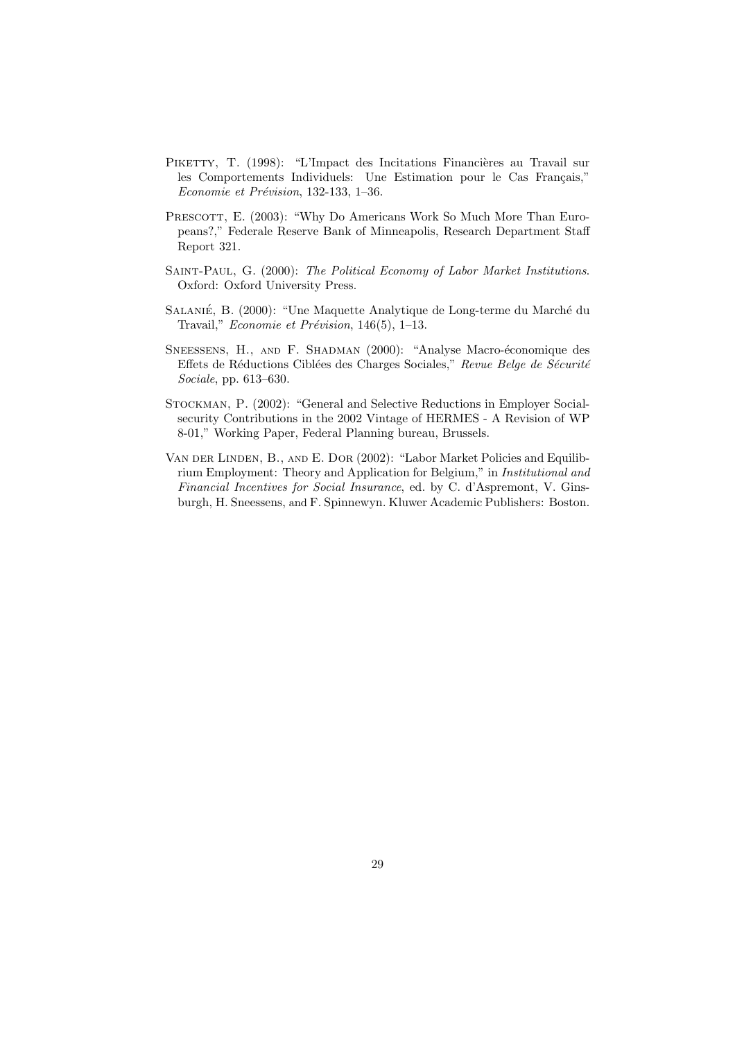Piketty, T. (1998): "L'Impact des Incitations Financières au Travail sur les Comportements Individuels: Une Estimation pour le Cas Français," *Economie et Prévision*, 132-133, 1–36.

Prescott, E. (2003): "Why Do Americans Work So Much More Than Europeans?," Federale Reserve Bank of Minneapolis, Research Department Staff Report 321.

Saint-Paul, G. (2000): *The Political Economy of Labor Market Institutions*. Oxford: Oxford University Press.

Salanié, B. (2000): "Une Maquette Analytique de Long-terme du Marché du Travail," *Economie et Prévision*, 146(5), 1–13.

Sneessens, H., and F. Shadman (2000): "Analyse Macro-économique des Effets de Réductions Ciblées des Charges Sociales," *Revue Belge de Sécurité Sociale*, pp. 613–630.

Stockman, P. (2002): "General and Selective Reductions in Employer Social-security Contributions in the 2002 Vintage of HERMES - A Revision of WP 8-01," Working Paper, Federal Planning bureau, Brussels.

Van der Linden, B., and E. Dor (2002): "Labor Market Policies and Equilibrium Employment: Theory and Application for Belgium," in *Institutional and Financial Incentives for Social Insurance*, ed. by C. d'Aspremont, V. Ginsburgh, H. Sneessens, and F. Spinnewyn. Kluwer Academic Publishers: Boston.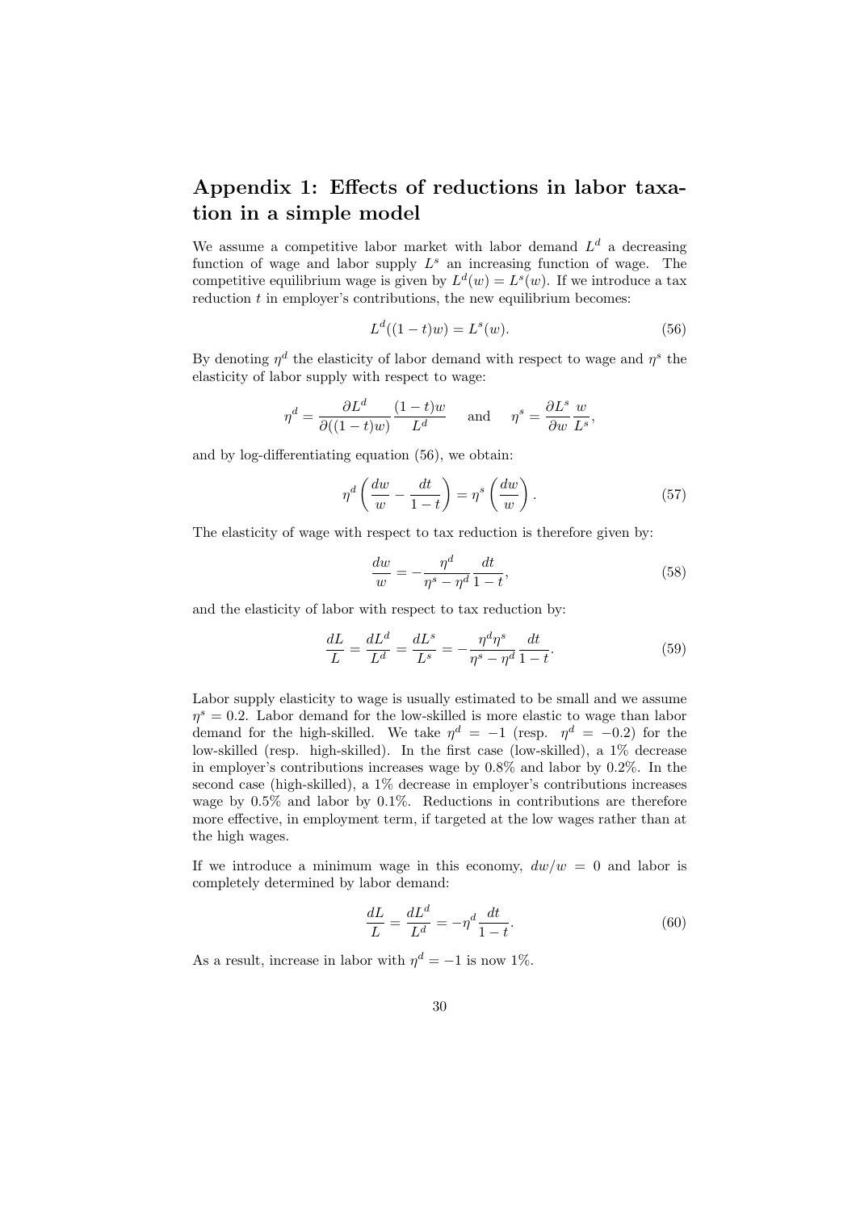## Appendix 1: Effects of reductions in labor taxation in a simple model

We assume a competitive labor market with labor demand $L^d$ a decreasing function of wage and labor supply $L^s$ an increasing function of wage. The competitive equilibrium wage is given by $L^d(w) = L^s(w)$. If we introduce a tax reduction $t$ in employer's contributions, the new equilibrium becomes:

$$L^d((1-t)w) = L^s(w). \tag{56}$$

By denoting $\eta^d$ the elasticity of labor demand with respect to wage and $\eta^s$ the elasticity of labor supply with respect to wage:

$$\eta^d = \frac{\partial L^d}{\partial((1-t)w)} \frac{(1-t)w}{L^d} \quad \text{and} \quad \eta^s = \frac{\partial L^s}{\partial w} \frac{w}{L^s},$$

and by log-differentiating equation (56), we obtain:

$$\eta^d \left( \frac{dw}{w} - \frac{dt}{1-t} \right) = \eta^s \left( \frac{dw}{w} \right). \tag{57}$$

The elasticity of wage with respect to tax reduction is therefore given by:

$$\frac{dw}{w} = -\frac{\eta^d}{\eta^s - \eta^d} \frac{dt}{1-t}, \tag{58}$$

and the elasticity of labor with respect to tax reduction by:

$$\frac{dL}{L} = \frac{dL^d}{L^d} = \frac{dL^s}{L^s} = -\frac{\eta^d \eta^s}{\eta^s - \eta^d} \frac{dt}{1-t}. \tag{59}$$

Labor supply elasticity to wage is usually estimated to be small and we assume $\eta^s = 0.2$. Labor demand for the low-skilled is more elastic to wage than labor demand for the high-skilled. We take $\eta^d = -1$ (resp. $\eta^d = -0.2$) for the low-skilled (resp. high-skilled). In the first case (low-skilled), a 1% decrease in employer's contributions increases wage by 0.8% and labor by 0.2%. In the second case (high-skilled), a 1% decrease in employer's contributions increases wage by 0.5% and labor by 0.1%. Reductions in contributions are therefore more effective, in employment term, if targeted at the low wages rather than at the high wages.

If we introduce a minimum wage in this economy, $dw/w = 0$ and labor is completely determined by labor demand:

$$\frac{dL}{L} = \frac{dL^d}{L^d} = -\eta^d \frac{dt}{1-t}. \tag{60}$$

As a result, increase in labor with $\eta^d = -1$ is now 1%.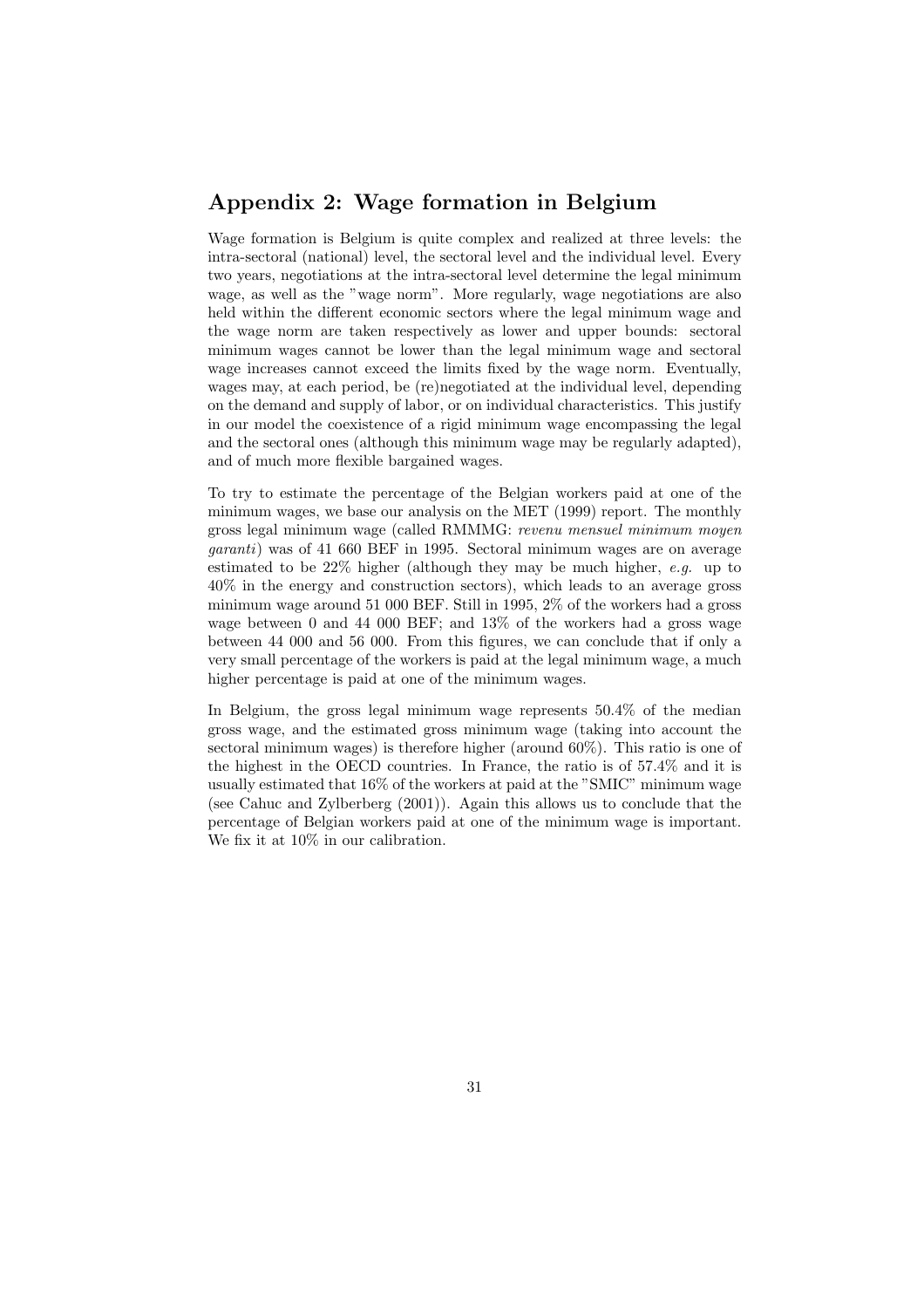## Appendix 2: Wage formation in Belgium

Wage formation is Belgium is quite complex and realized at three levels: the intra-sectoral (national) level, the sectoral level and the individual level. Every two years, negotiations at the intra-sectoral level determine the legal minimum wage, as well as the "wage norm". More regularly, wage negotiations are also held within the different economic sectors where the legal minimum wage and the wage norm are taken respectively as lower and upper bounds: sectoral minimum wages cannot be lower than the legal minimum wage and sectoral wage increases cannot exceed the limits fixed by the wage norm. Eventually, wages may, at each period, be (re)negotiated at the individual level, depending on the demand and supply of labor, or on individual characteristics. This justify in our model the coexistence of a rigid minimum wage encompassing the legal and the sectoral ones (although this minimum wage may be regularly adapted), and of much more flexible bargained wages.

To try to estimate the percentage of the Belgian workers paid at one of the minimum wages, we base our analysis on the MET (1999) report. The monthly gross legal minimum wage (called RMMMG: *revenu mensuel minimum moyen garanti*) was of 41 660 BEF in 1995. Sectoral minimum wages are on average estimated to be 22% higher (although they may be much higher, *e.g.* up to 40% in the energy and construction sectors), which leads to an average gross minimum wage around 51 000 BEF. Still in 1995, 2% of the workers had a gross wage between 0 and 44 000 BEF; and 13% of the workers had a gross wage between 44 000 and 56 000. From this figures, we can conclude that if only a very small percentage of the workers is paid at the legal minimum wage, a much higher percentage is paid at one of the minimum wages.

In Belgium, the gross legal minimum wage represents 50.4% of the median gross wage, and the estimated gross minimum wage (taking into account the sectoral minimum wages) is therefore higher (around 60%). This ratio is one of the highest in the OECD countries. In France, the ratio is of 57.4% and it is usually estimated that 16% of the workers at paid at the "SMIC" minimum wage (see Cahuc and Zylberberg (2001)). Again this allows us to conclude that the percentage of Belgian workers paid at one of the minimum wage is important. We fix it at 10% in our calibration.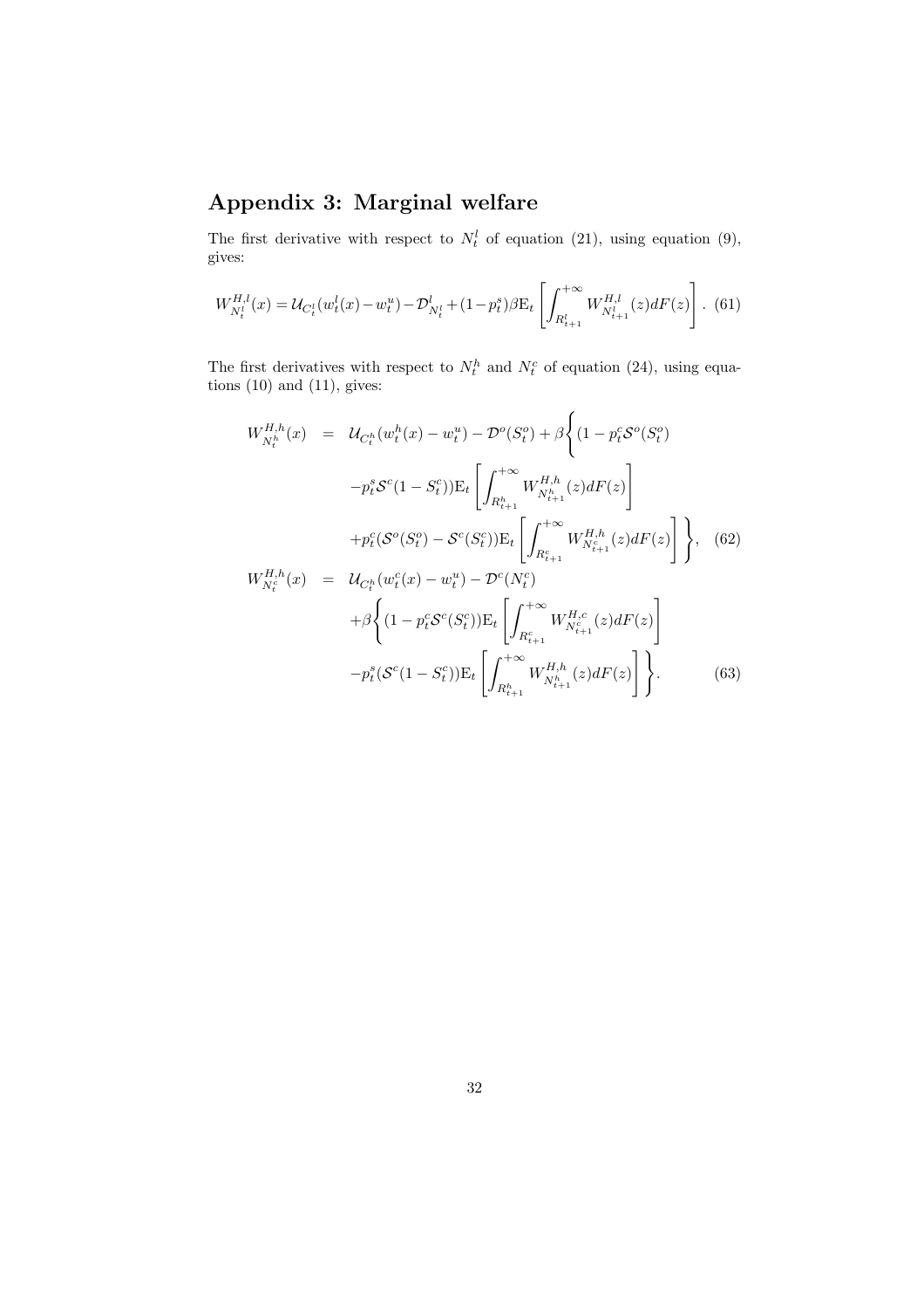# Appendix 3: Marginal welfare

The first derivative with respect to $N_t^l$ of equation (21), using equation (9), gives:

$$W_{N_t^l}^{H,l}(x) = \mathcal{U}_{C_t^l}(w_t^l(x) - w_t^u) - \mathcal{D}_{N_t^l}^l + (1-p_t^s)\beta \mathrm{E}_t \left[ \int_{R_{t+1}^l}^{+\infty} W_{N_{t+1}^l}^{H,l}(z) dF(z) \right]. \quad (61)$$

The first derivatives with respect to $N_t^h$ and $N_t^c$ of equation (24), using equations (10) and (11), gives:

$$\begin{aligned}
W_{N_t^h}^{H,h}(x) &= \mathcal{U}_{C_t^h}(w_t^h(x) - w_t^u) - \mathcal{D}^o(S_t^o) + \beta \Bigg\{ (1 - p_t^c \mathcal{S}^o(S_t^o) \\
&\quad - p_t^s \mathcal{S}^c(1 - S_t^c)) \mathrm{E}_t \left[ \int_{R_{t+1}^h}^{+\infty} W_{N_{t+1}^h}^{H,h}(z) dF(z) \right] \\
&\quad + p_t^c (\mathcal{S}^o(S_t^o) - \mathcal{S}^c(S_t^c)) \mathrm{E}_t \left[ \int_{R_{t+1}^c}^{+\infty} W_{N_{t+1}^c}^{H,h}(z) dF(z) \right] \Bigg\}, \quad (62) \\
W_{N_t^c}^{H,h}(x) &= \mathcal{U}_{C_t^h}(w_t^c(x) - w_t^u) - \mathcal{D}^c(N_t^c) \\
&\quad + \beta \Bigg\{ (1 - p_t^c \mathcal{S}^c(S_t^c)) \mathrm{E}_t \left[ \int_{R_{t+1}^c}^{+\infty} W_{N_{t+1}^c}^{H,c}(z) dF(z) \right] \\
&\quad - p_t^s (\mathcal{S}^c(1 - S_t^c)) \mathrm{E}_t \left[ \int_{R_{t+1}^h}^{+\infty} W_{N_{t+1}^h}^{H,h}(z) dF(z) \right] \Bigg\}. \quad (63)
\end{aligned}$$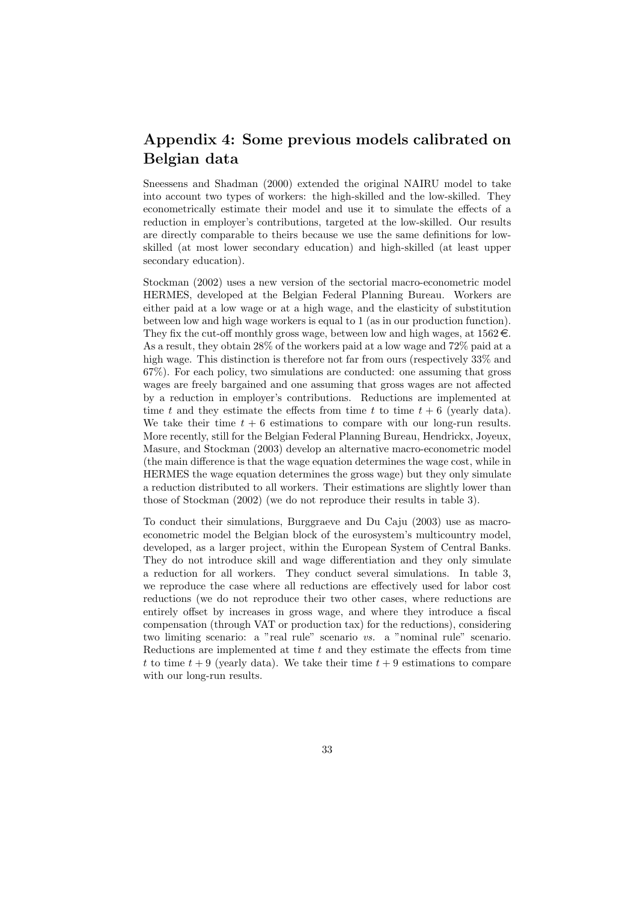## Appendix 4: Some previous models calibrated on Belgian data

Sneessens and Shadman (2000) extended the original NAIRU model to take into account two types of workers: the high-skilled and the low-skilled. They econometrically estimate their model and use it to simulate the effects of a reduction in employer's contributions, targeted at the low-skilled. Our results are directly comparable to theirs because we use the same definitions for low-skilled (at most lower secondary education) and high-skilled (at least upper secondary education).

Stockman (2002) uses a new version of the sectorial macro-econometric model HERMES, developed at the Belgian Federal Planning Bureau. Workers are either paid at a low wage or at a high wage, and the elasticity of substitution between low and high wage workers is equal to 1 (as in our production function). They fix the cut-off monthly gross wage, between low and high wages, at 1562€. As a result, they obtain 28% of the workers paid at a low wage and 72% paid at a high wage. This distinction is therefore not far from ours (respectively 33% and 67%). For each policy, two simulations are conducted: one assuming that gross wages are freely bargained and one assuming that gross wages are not affected by a reduction in employer's contributions. Reductions are implemented at time $t$ and they estimate the effects from time $t$ to time $t+6$ (yearly data). We take their time $t+6$ estimations to compare with our long-run results. More recently, still for the Belgian Federal Planning Bureau, Hendrickx, Joyeux, Masure, and Stockman (2003) develop an alternative macro-econometric model (the main difference is that the wage equation determines the wage cost, while in HERMES the wage equation determines the gross wage) but they only simulate a reduction distributed to all workers. Their estimations are slightly lower than those of Stockman (2002) (we do not reproduce their results in table 3).

To conduct their simulations, Burggraeve and Du Caju (2003) use as macro-econometric model the Belgian block of the eurosystem's multicountry model, developed, as a larger project, within the European System of Central Banks. They do not introduce skill and wage differentiation and they only simulate a reduction for all workers. They conduct several simulations. In table 3, we reproduce the case where all reductions are effectively used for labor cost reductions (we do not reproduce their two other cases, where reductions are entirely offset by increases in gross wage, and where they introduce a fiscal compensation (through VAT or production tax) for the reductions), considering two limiting scenario: a "real rule" scenario *vs.* a "nominal rule" scenario. Reductions are implemented at time $t$ and they estimate the effects from time $t$ to time $t+9$ (yearly data). We take their time $t+9$ estimations to compare with our long-run results.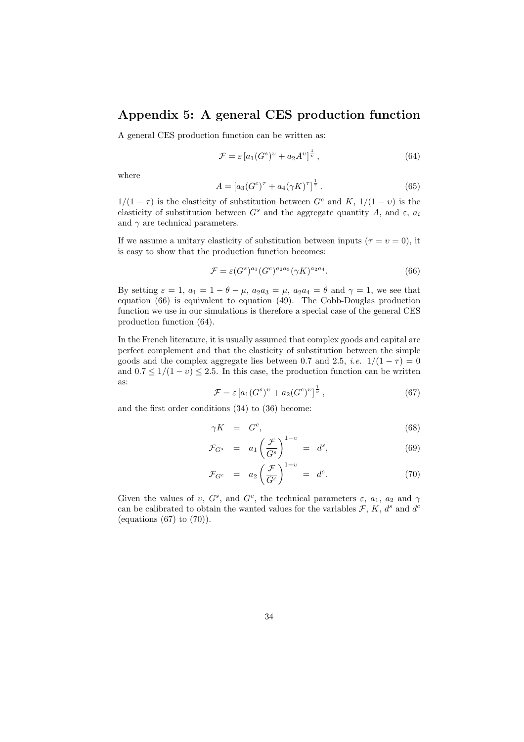## Appendix 5: A general CES production function

A general CES production function can be written as:

$$\mathcal{F} = \varepsilon \left[a_1 (G^s)^{\upsilon} + a_2 A^{\upsilon}\right]^{\frac{1}{\upsilon}}, \tag{64}$$

where

$$A = \left[a_3 (G^c)^{\tau} + a_4 (\gamma K)^{\tau}\right]^{\frac{1}{\tau}}. \tag{65}$$

$1/(1-\tau)$ is the elasticity of substitution between $G^c$ and $K$, $1/(1-\upsilon)$ is the elasticity of substitution between $G^s$ and the aggregate quantity $A$, and $\varepsilon$, $a_i$ and $\gamma$ are technical parameters.

If we assume a unitary elasticity of substitution between inputs ($\tau = \upsilon = 0$), it is easy to show that the production function becomes:

$$\mathcal{F} = \varepsilon (G^s)^{a_1} (G^c)^{a_2 a_3} (\gamma K)^{a_2 a_4}. \tag{66}$$

By setting $\varepsilon = 1$, $a_1 = 1 - \theta - \mu$, $a_2 a_3 = \mu$, $a_2 a_4 = \theta$ and $\gamma = 1$, we see that equation (66) is equivalent to equation (49). The Cobb-Douglas production function we use in our simulations is therefore a special case of the general CES production function (64).

In the French literature, it is usually assumed that complex goods and capital are perfect complement and that the elasticity of substitution between the simple goods and the complex aggregate lies between 0.7 and 2.5, *i.e.* $1/(1-\tau) = 0$ and $0.7 \leq 1/(1-\upsilon) \leq 2.5$. In this case, the production function can be written as:

$$\mathcal{F} = \varepsilon \left[a_1 (G^s)^{\upsilon} + a_2 (G^c)^{\upsilon}\right]^{\frac{1}{\upsilon}}, \tag{67}$$

and the first order conditions (34) to (36) become:

$$\gamma K = G^c, \tag{68}$$

$$\mathcal{F}_{G^s} = a_1 \left(\frac{\mathcal{F}}{G^s}\right)^{1-\upsilon} = d^s, \tag{69}$$

$$\mathcal{F}_{G^c} = a_2 \left(\frac{\mathcal{F}}{G^c}\right)^{1-\upsilon} = d^c. \tag{70}$$

Given the values of $\upsilon$, $G^s$, and $G^c$, the technical parameters $\varepsilon$, $a_1$, $a_2$ and $\gamma$ can be calibrated to obtain the wanted values for the variables $\mathcal{F}$, $K$, $d^s$ and $d^c$ (equations (67) to (70)).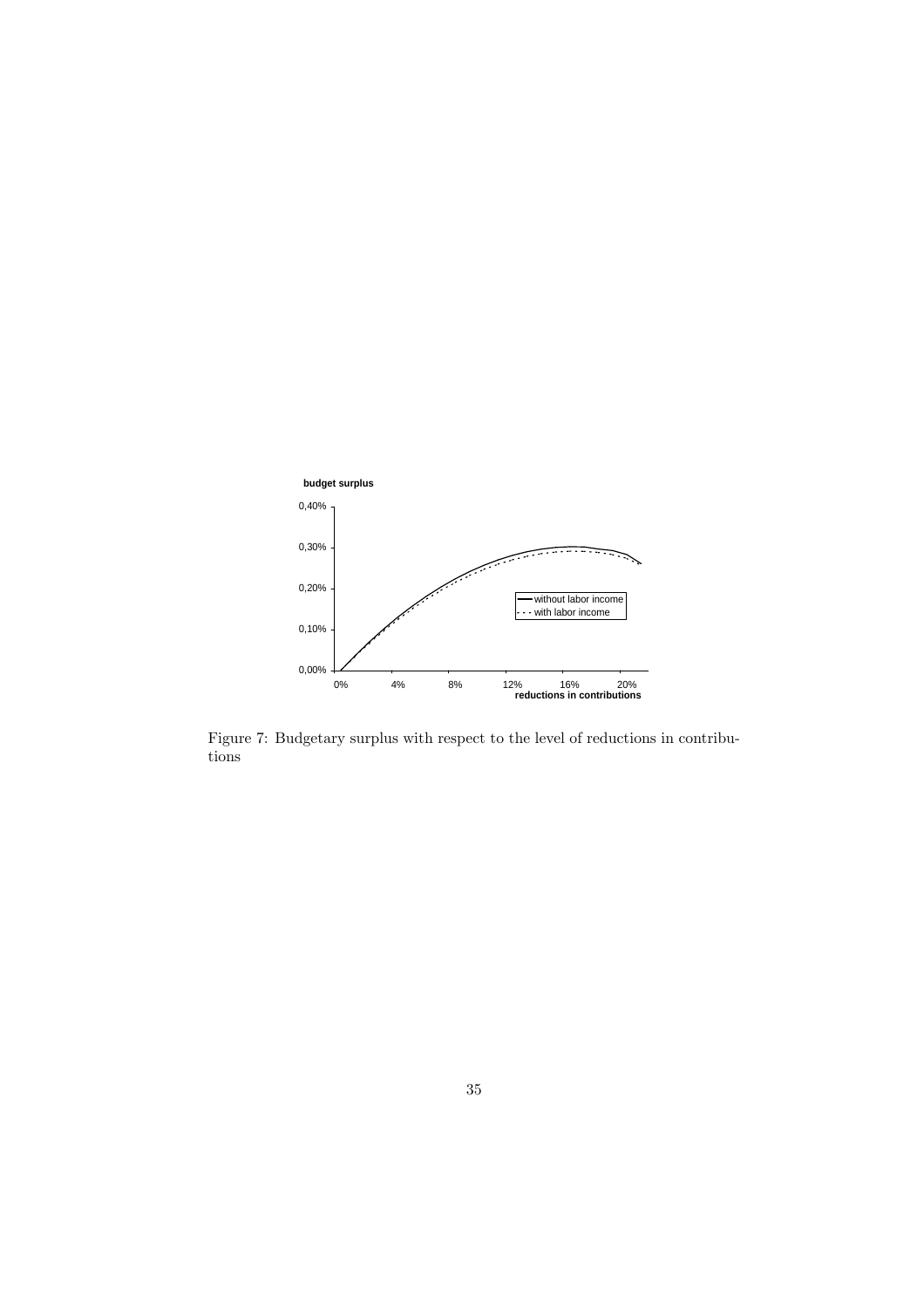budget surplus

0,40%

0,30%

0,20%

0,10%

0,00%

0% 4% 8% 12% 16% 20%

reductions in contributions

without labor income

with labor income

Figure 7: Budgetary surplus with respect to the level of reductions in contributions